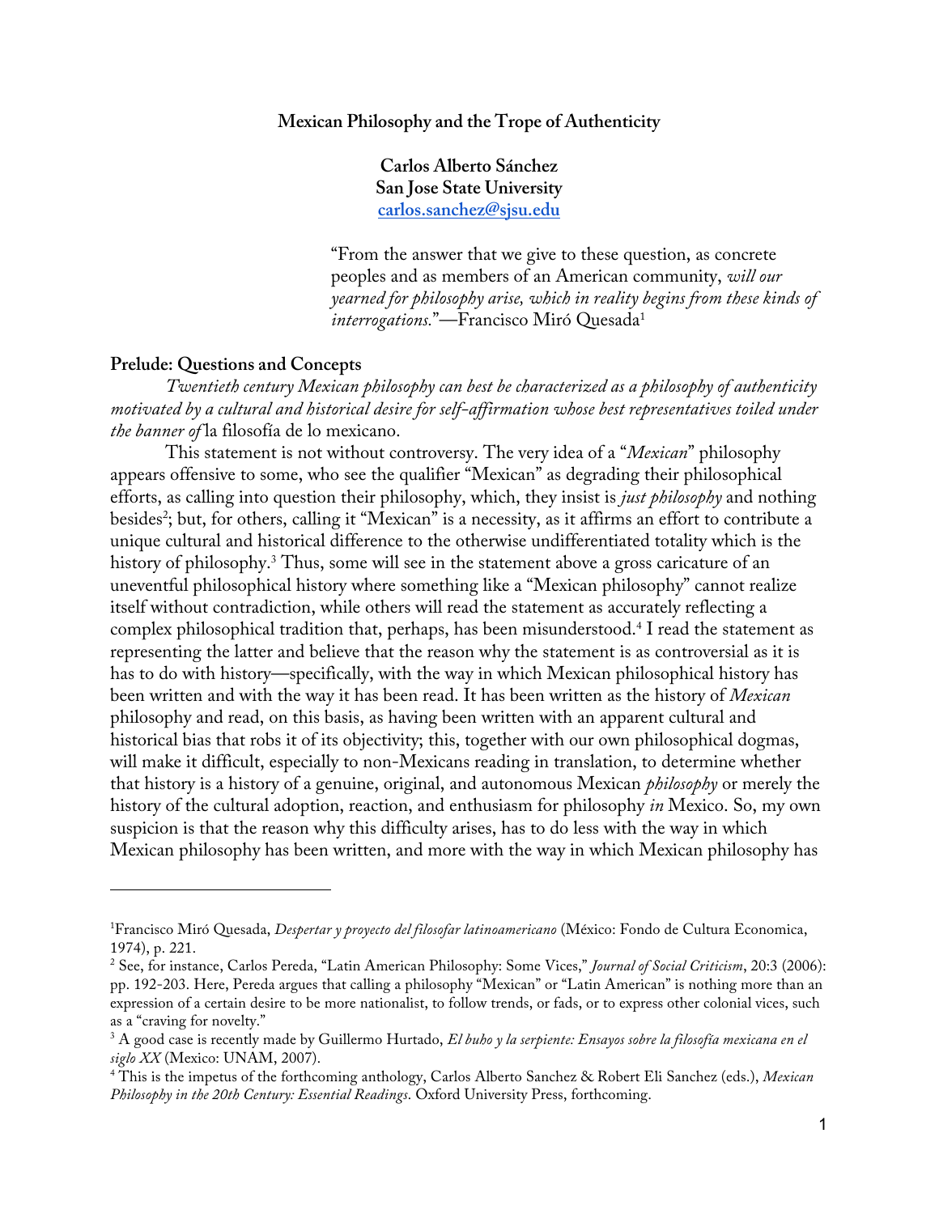**Mexican Philosophy and the Trope of Authenticity**

**Carlos Alberto Sánchez**
**San Jose State University**
**carlos.sanchez@sjsu.edu**

> "From the answer that we give to these question, as concrete peoples and as members of an American community, *will our yearned for philosophy arise, which in reality begins from these kinds of interrogations.*"—Francisco Miró Quesada[1]

## Prelude: Questions and Concepts

*Twentieth century Mexican philosophy can best be characterized as a philosophy of authenticity motivated by a cultural and historical desire for self-affirmation whose best representatives toiled under the banner of* la filosofía de lo mexicano.

This statement is not without controversy. The very idea of a "*Mexican*" philosophy appears offensive to some, who see the qualifier "Mexican" as degrading their philosophical efforts, as calling into question their philosophy, which, they insist is *just philosophy* and nothing besides[2]; but, for others, calling it "Mexican" is a necessity, as it affirms an effort to contribute a unique cultural and historical difference to the otherwise undifferentiated totality which is the history of philosophy.[3] Thus, some will see in the statement above a gross caricature of an uneventful philosophical history where something like a "Mexican philosophy" cannot realize itself without contradiction, while others will read the statement as accurately reflecting a complex philosophical tradition that, perhaps, has been misunderstood.[4] I read the statement as representing the latter and believe that the reason why the statement is as controversial as it is has to do with history—specifically, with the way in which Mexican philosophical history has been written and with the way it has been read. It has been written as the history of *Mexican* philosophy and read, on this basis, as having been written with an apparent cultural and historical bias that robs it of its objectivity; this, together with our own philosophical dogmas, will make it difficult, especially to non-Mexicans reading in translation, to determine whether that history is a history of a genuine, original, and autonomous Mexican *philosophy* or merely the history of the cultural adoption, reaction, and enthusiasm for philosophy *in* Mexico. So, my own suspicion is that the reason why this difficulty arises, has to do less with the way in which Mexican philosophy has been written, and more with the way in which Mexican philosophy has

---

[1] Francisco Miró Quesada, *Despertar y proyecto del filosofar latinoamericano* (México: Fondo de Cultura Economica, 1974), p. 221.

[2] See, for instance, Carlos Pereda, "Latin American Philosophy: Some Vices," *Journal of Social Criticism*, 20:3 (2006): pp. 192-203. Here, Pereda argues that calling a philosophy "Mexican" or "Latin American" is nothing more than an expression of a certain desire to be more nationalist, to follow trends, or fads, or to express other colonial vices, such as a "craving for novelty."

[3] A good case is recently made by Guillermo Hurtado, *El buho y la serpiente: Ensayos sobre la filosofía mexicana en el siglo XX* (Mexico: UNAM, 2007).

[4] This is the impetus of the forthcoming anthology, Carlos Alberto Sanchez & Robert Eli Sanchez (eds.), *Mexican Philosophy in the 20th Century: Essential Readings*. Oxford University Press, forthcoming.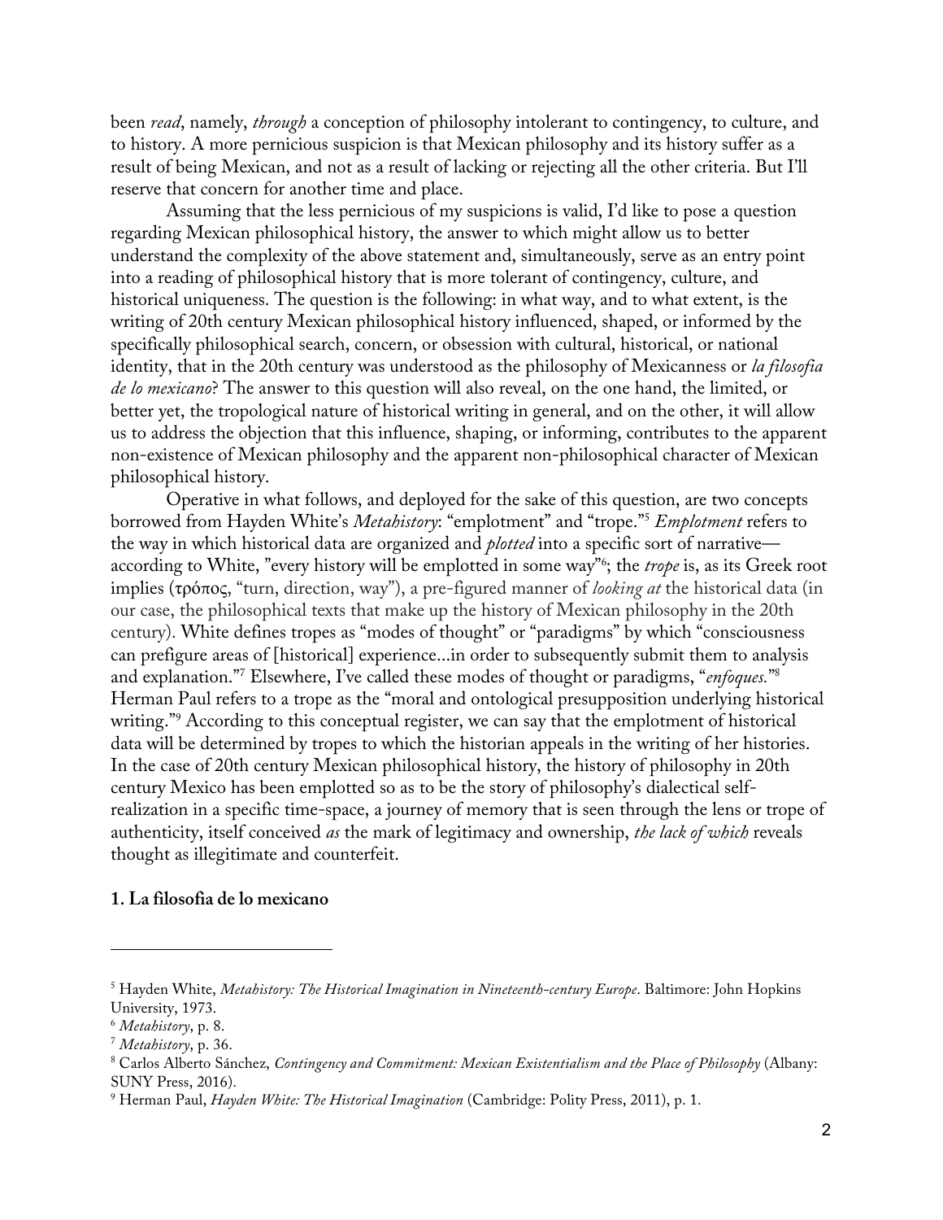been *read*, namely, *through* a conception of philosophy intolerant to contingency, to culture, and to history. A more pernicious suspicion is that Mexican philosophy and its history suffer as a result of being Mexican, and not as a result of lacking or rejecting all the other criteria. But I'll reserve that concern for another time and place.

Assuming that the less pernicious of my suspicions is valid, I'd like to pose a question regarding Mexican philosophical history, the answer to which might allow us to better understand the complexity of the above statement and, simultaneously, serve as an entry point into a reading of philosophical history that is more tolerant of contingency, culture, and historical uniqueness. The question is the following: in what way, and to what extent, is the writing of 20th century Mexican philosophical history influenced, shaped, or informed by the specifically philosophical search, concern, or obsession with cultural, historical, or national identity, that in the 20th century was understood as the philosophy of Mexicanness or *la filosofía de lo mexicano*? The answer to this question will also reveal, on the one hand, the limited, or better yet, the tropological nature of historical writing in general, and on the other, it will allow us to address the objection that this influence, shaping, or informing, contributes to the apparent non-existence of Mexican philosophy and the apparent non-philosophical character of Mexican philosophical history.

Operative in what follows, and deployed for the sake of this question, are two concepts borrowed from Hayden White's *Metahistory*: "emplotment" and "trope."[5] *Emplotment* refers to the way in which historical data are organized and *plotted* into a specific sort of narrative—according to White, "every history will be emplotted in some way"[6]; the *trope* is, as its Greek root implies (τρόπος, "turn, direction, way"), a pre-figured manner of *looking at* the historical data (in our case, the philosophical texts that make up the history of Mexican philosophy in the 20th century). White defines tropes as "modes of thought" or "paradigms" by which "consciousness can prefigure areas of [historical] experience...in order to subsequently submit them to analysis and explanation."[7] Elsewhere, I've called these modes of thought or paradigms, "*enfoques*."[8] Herman Paul refers to a trope as the "moral and ontological presupposition underlying historical writing."[9] According to this conceptual register, we can say that the emplotment of historical data will be determined by tropes to which the historian appeals in the writing of her histories. In the case of 20th century Mexican philosophical history, the history of philosophy in 20th century Mexico has been emplotted so as to be the story of philosophy's dialectical self-realization in a specific time-space, a journey of memory that is seen through the lens or trope of authenticity, itself conceived *as* the mark of legitimacy and ownership, *the lack of which* reveals thought as illegitimate and counterfeit.

## 1. La filosofía de lo mexicano

---

[5] Hayden White, *Metahistory: The Historical Imagination in Nineteenth-century Europe*. Baltimore: John Hopkins University, 1973.

[6] *Metahistory*, p. 8.

[7] *Metahistory*, p. 36.

[8] Carlos Alberto Sánchez, *Contingency and Commitment: Mexican Existentialism and the Place of Philosophy* (Albany: SUNY Press, 2016).

[9] Herman Paul, *Hayden White: The Historical Imagination* (Cambridge: Polity Press, 2011), p. 1.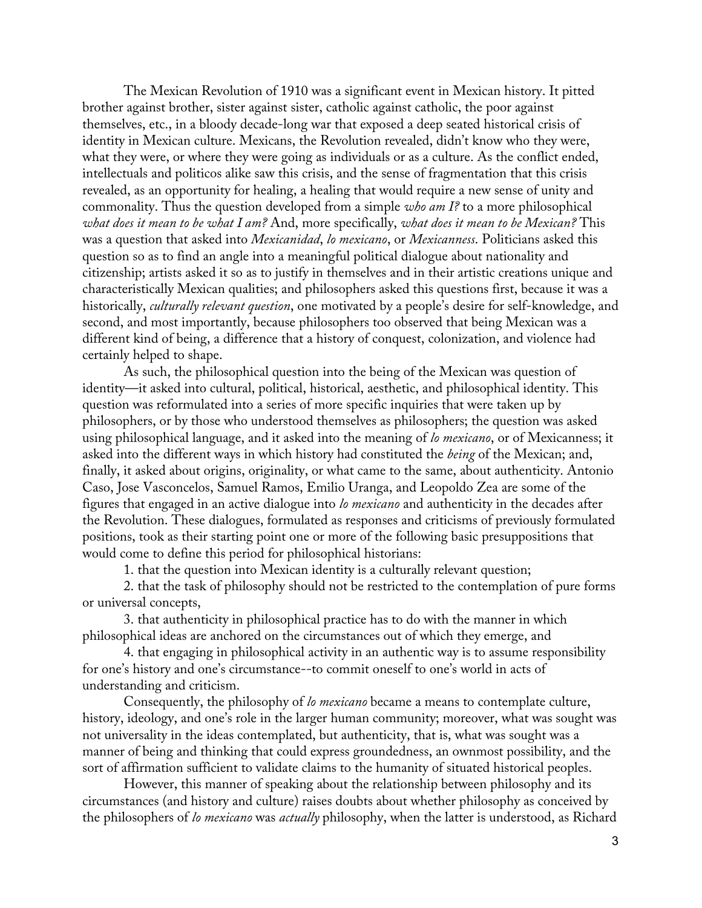The Mexican Revolution of 1910 was a significant event in Mexican history. It pitted brother against brother, sister against sister, catholic against catholic, the poor against themselves, etc., in a bloody decade-long war that exposed a deep seated historical crisis of identity in Mexican culture. Mexicans, the Revolution revealed, didn't know who they were, what they were, or where they were going as individuals or as a culture. As the conflict ended, intellectuals and politicos alike saw this crisis, and the sense of fragmentation that this crisis revealed, as an opportunity for healing, a healing that would require a new sense of unity and commonality. Thus the question developed from a simple *who am I?* to a more philosophical *what does it mean to be what I am?* And, more specifically, *what does it mean to be Mexican?* This was a question that asked into *Mexicanidad*, *lo mexicano*, or *Mexicanness*. Politicians asked this question so as to find an angle into a meaningful political dialogue about nationality and citizenship; artists asked it so as to justify in themselves and in their artistic creations unique and characteristically Mexican qualities; and philosophers asked this questions first, because it was a historically, *culturally relevant question*, one motivated by a people's desire for self-knowledge, and second, and most importantly, because philosophers too observed that being Mexican was a different kind of being, a difference that a history of conquest, colonization, and violence had certainly helped to shape.

As such, the philosophical question into the being of the Mexican was question of identity—it asked into cultural, political, historical, aesthetic, and philosophical identity. This question was reformulated into a series of more specific inquiries that were taken up by philosophers, or by those who understood themselves as philosophers; the question was asked using philosophical language, and it asked into the meaning of *lo mexicano*, or of Mexicanness; it asked into the different ways in which history had constituted the *being* of the Mexican; and, finally, it asked about origins, originality, or what came to the same, about authenticity. Antonio Caso, Jose Vasconcelos, Samuel Ramos, Emilio Uranga, and Leopoldo Zea are some of the figures that engaged in an active dialogue into *lo mexicano* and authenticity in the decades after the Revolution. These dialogues, formulated as responses and criticisms of previously formulated positions, took as their starting point one or more of the following basic presuppositions that would come to define this period for philosophical historians:

1. that the question into Mexican identity is a culturally relevant question;
2. that the task of philosophy should not be restricted to the contemplation of pure forms or universal concepts,
3. that authenticity in philosophical practice has to do with the manner in which philosophical ideas are anchored on the circumstances out of which they emerge, and
4. that engaging in philosophical activity in an authentic way is to assume responsibility for one's history and one's circumstance--to commit oneself to one's world in acts of understanding and criticism.

Consequently, the philosophy of *lo mexicano* became a means to contemplate culture, history, ideology, and one's role in the larger human community; moreover, what was sought was not universality in the ideas contemplated, but authenticity, that is, what was sought was a manner of being and thinking that could express groundedness, an ownmost possibility, and the sort of affirmation sufficient to validate claims to the humanity of situated historical peoples.

However, this manner of speaking about the relationship between philosophy and its circumstances (and history and culture) raises doubts about whether philosophy as conceived by the philosophers of *lo mexicano* was *actually* philosophy, when the latter is understood, as Richard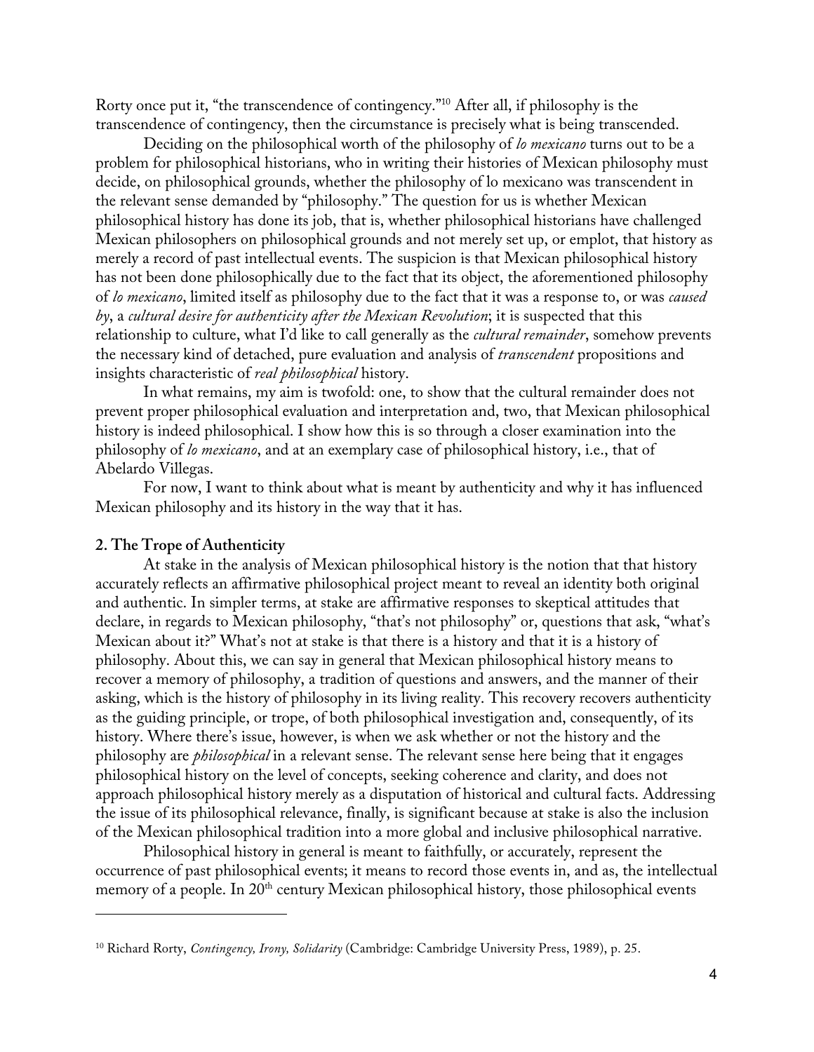Rorty once put it, "the transcendence of contingency."[10] After all, if philosophy is the transcendence of contingency, then the circumstance is precisely what is being transcended.

Deciding on the philosophical worth of the philosophy of *lo mexicano* turns out to be a problem for philosophical historians, who in writing their histories of Mexican philosophy must decide, on philosophical grounds, whether the philosophy of lo mexicano was transcendent in the relevant sense demanded by "philosophy." The question for us is whether Mexican philosophical history has done its job, that is, whether philosophical historians have challenged Mexican philosophers on philosophical grounds and not merely set up, or emplot, that history as merely a record of past intellectual events. The suspicion is that Mexican philosophical history has not been done philosophically due to the fact that its object, the aforementioned philosophy of *lo mexicano*, limited itself as philosophy due to the fact that it was a response to, or was *caused by*, a *cultural desire for authenticity after the Mexican Revolution*; it is suspected that this relationship to culture, what I'd like to call generally as the *cultural remainder*, somehow prevents the necessary kind of detached, pure evaluation and analysis of *transcendent* propositions and insights characteristic of *real philosophical* history.

In what remains, my aim is twofold: one, to show that the cultural remainder does not prevent proper philosophical evaluation and interpretation and, two, that Mexican philosophical history is indeed philosophical. I show how this is so through a closer examination into the philosophy of *lo mexicano*, and at an exemplary case of philosophical history, i.e., that of Abelardo Villegas.

For now, I want to think about what is meant by authenticity and why it has influenced Mexican philosophy and its history in the way that it has.

## 2. The Trope of Authenticity

At stake in the analysis of Mexican philosophical history is the notion that that history accurately reflects an affirmative philosophical project meant to reveal an identity both original and authentic. In simpler terms, at stake are affirmative responses to skeptical attitudes that declare, in regards to Mexican philosophy, "that's not philosophy" or, questions that ask, "what's Mexican about it?" What's not at stake is that there is a history and that it is a history of philosophy. About this, we can say in general that Mexican philosophical history means to recover a memory of philosophy, a tradition of questions and answers, and the manner of their asking, which is the history of philosophy in its living reality. This recovery recovers authenticity as the guiding principle, or trope, of both philosophical investigation and, consequently, of its history. Where there's issue, however, is when we ask whether or not the history and the philosophy are *philosophical* in a relevant sense. The relevant sense here being that it engages philosophical history on the level of concepts, seeking coherence and clarity, and does not approach philosophical history merely as a disputation of historical and cultural facts. Addressing the issue of its philosophical relevance, finally, is significant because at stake is also the inclusion of the Mexican philosophical tradition into a more global and inclusive philosophical narrative.

Philosophical history in general is meant to faithfully, or accurately, represent the occurrence of past philosophical events; it means to record those events in, and as, the intellectual memory of a people. In 20th century Mexican philosophical history, those philosophical events

---

[10] Richard Rorty, *Contingency, Irony, Solidarity* (Cambridge: Cambridge University Press, 1989), p. 25.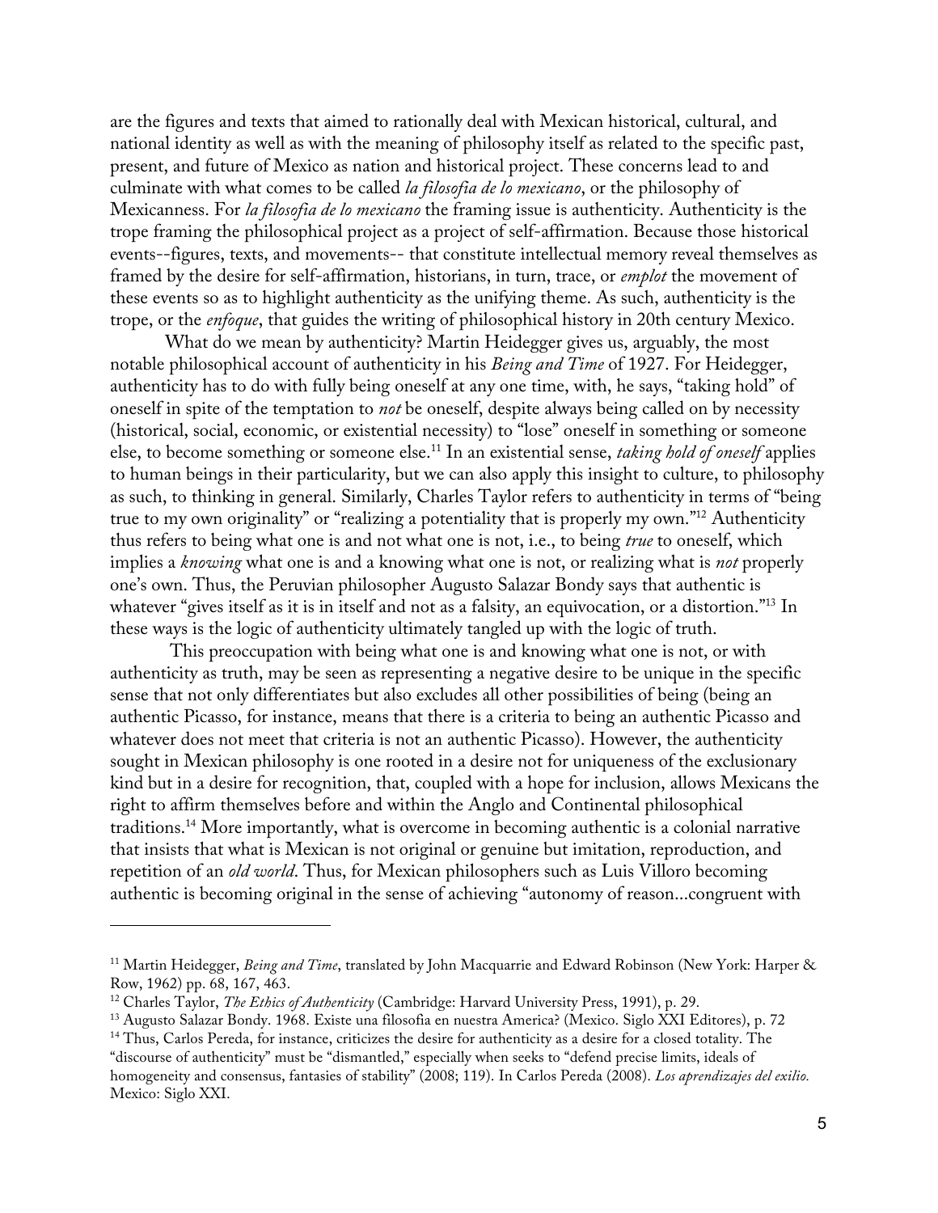are the figures and texts that aimed to rationally deal with Mexican historical, cultural, and national identity as well as with the meaning of philosophy itself as related to the specific past, present, and future of Mexico as nation and historical project. These concerns lead to and culminate with what comes to be called *la filosofia de lo mexicano*, or the philosophy of Mexicanness. For *la filosofia de lo mexicano* the framing issue is authenticity. Authenticity is the trope framing the philosophical project as a project of self-affirmation. Because those historical events--figures, texts, and movements-- that constitute intellectual memory reveal themselves as framed by the desire for self-affirmation, historians, in turn, trace, or *emplot* the movement of these events so as to highlight authenticity as the unifying theme. As such, authenticity is the trope, or the *enfoque*, that guides the writing of philosophical history in 20th century Mexico.

What do we mean by authenticity? Martin Heidegger gives us, arguably, the most notable philosophical account of authenticity in his *Being and Time* of 1927. For Heidegger, authenticity has to do with fully being oneself at any one time, with, he says, "taking hold" of oneself in spite of the temptation to *not* be oneself, despite always being called on by necessity (historical, social, economic, or existential necessity) to "lose" oneself in something or someone else, to become something or someone else.[11] In an existential sense, *taking hold of oneself* applies to human beings in their particularity, but we can also apply this insight to culture, to philosophy as such, to thinking in general. Similarly, Charles Taylor refers to authenticity in terms of "being true to my own originality" or "realizing a potentiality that is properly my own."[12] Authenticity thus refers to being what one is and not what one is not, i.e., to being *true* to oneself, which implies a *knowing* what one is and a knowing what one is not, or realizing what is *not* properly one's own. Thus, the Peruvian philosopher Augusto Salazar Bondy says that authentic is whatever "gives itself as it is in itself and not as a falsity, an equivocation, or a distortion."[13] In these ways is the logic of authenticity ultimately tangled up with the logic of truth.

This preoccupation with being what one is and knowing what one is not, or with authenticity as truth, may be seen as representing a negative desire to be unique in the specific sense that not only differentiates but also excludes all other possibilities of being (being an authentic Picasso, for instance, means that there is a criteria to being an authentic Picasso and whatever does not meet that criteria is not an authentic Picasso). However, the authenticity sought in Mexican philosophy is one rooted in a desire not for uniqueness of the exclusionary kind but in a desire for recognition, that, coupled with a hope for inclusion, allows Mexicans the right to affirm themselves before and within the Anglo and Continental philosophical traditions.[14] More importantly, what is overcome in becoming authentic is a colonial narrative that insists that what is Mexican is not original or genuine but imitation, reproduction, and repetition of an *old world*. Thus, for Mexican philosophers such as Luis Villoro becoming authentic is becoming original in the sense of achieving "autonomy of reason...congruent with

---

[11] Martin Heidegger, *Being and Time*, translated by John Macquarrie and Edward Robinson (New York: Harper & Row, 1962) pp. 68, 167, 463.

[12] Charles Taylor, *The Ethics of Authenticity* (Cambridge: Harvard University Press, 1991), p. 29.

[13] Augusto Salazar Bondy. 1968. Existe una filosofia en nuestra America? (Mexico. Siglo XXI Editores), p. 72

[14] Thus, Carlos Pereda, for instance, criticizes the desire for authenticity as a desire for a closed totality. The "discourse of authenticity" must be "dismantled," especially when seeks to "defend precise limits, ideals of homogeneity and consensus, fantasies of stability" (2008; 119). In Carlos Pereda (2008). *Los aprendizajes del exilio.* Mexico: Siglo XXI.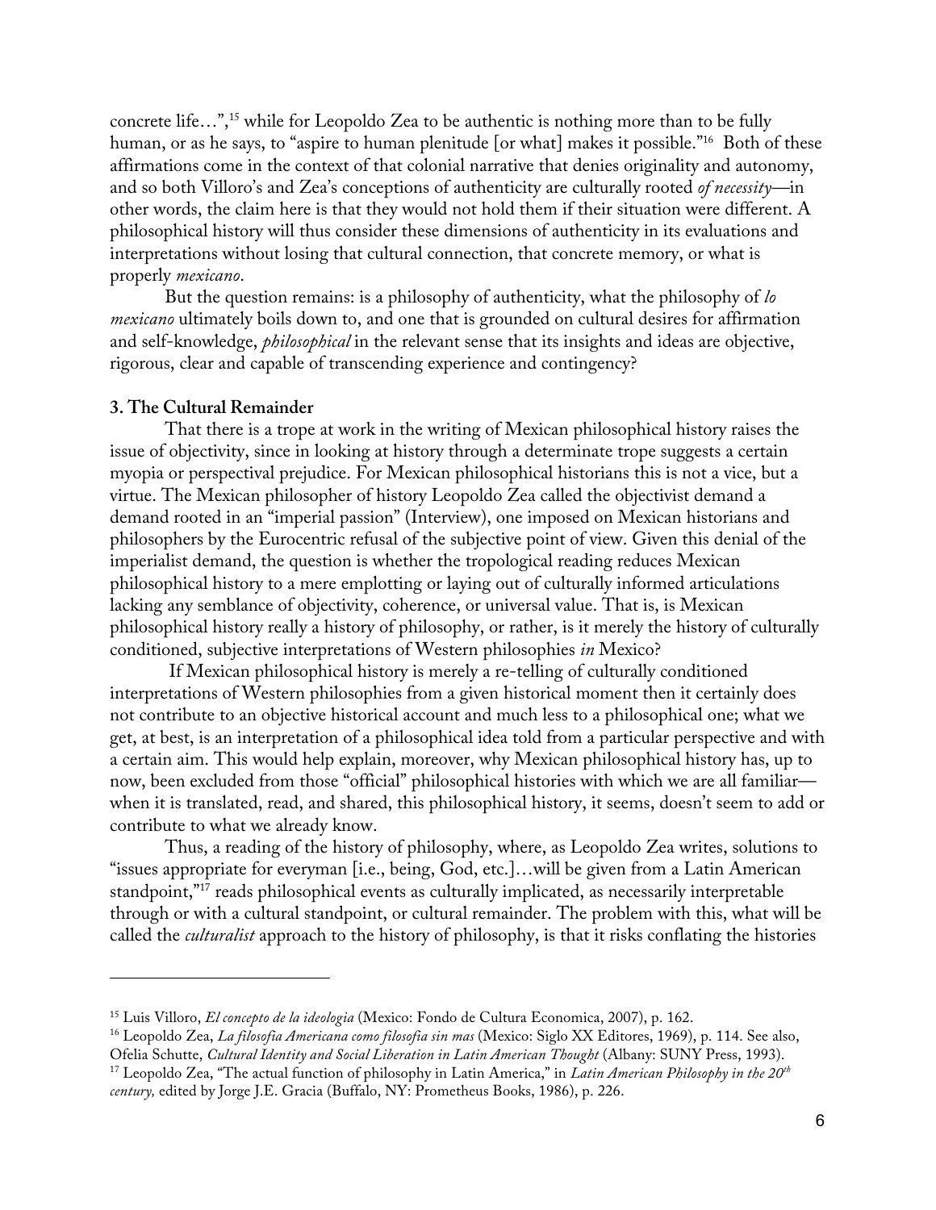concrete life…",[15] while for Leopoldo Zea to be authentic is nothing more than to be fully human, or as he says, to "aspire to human plenitude [or what] makes it possible."[16] Both of these affirmations come in the context of that colonial narrative that denies originality and autonomy, and so both Villoro's and Zea's conceptions of authenticity are culturally rooted *of necessity*—in other words, the claim here is that they would not hold them if their situation were different. A philosophical history will thus consider these dimensions of authenticity in its evaluations and interpretations without losing that cultural connection, that concrete memory, or what is properly *mexicano*.

But the question remains: is a philosophy of authenticity, what the philosophy of *lo mexicano* ultimately boils down to, and one that is grounded on cultural desires for affirmation and self-knowledge, *philosophical* in the relevant sense that its insights and ideas are objective, rigorous, clear and capable of transcending experience and contingency?

### 3. The Cultural Remainder

That there is a trope at work in the writing of Mexican philosophical history raises the issue of objectivity, since in looking at history through a determinate trope suggests a certain myopia or perspectival prejudice. For Mexican philosophical historians this is not a vice, but a virtue. The Mexican philosopher of history Leopoldo Zea called the objectivist demand a demand rooted in an "imperial passion" (Interview), one imposed on Mexican historians and philosophers by the Eurocentric refusal of the subjective point of view. Given this denial of the imperialist demand, the question is whether the tropological reading reduces Mexican philosophical history to a mere emplotting or laying out of culturally informed articulations lacking any semblance of objectivity, coherence, or universal value. That is, is Mexican philosophical history really a history of philosophy, or rather, is it merely the history of culturally conditioned, subjective interpretations of Western philosophies *in* Mexico?

If Mexican philosophical history is merely a re-telling of culturally conditioned interpretations of Western philosophies from a given historical moment then it certainly does not contribute to an objective historical account and much less to a philosophical one; what we get, at best, is an interpretation of a philosophical idea told from a particular perspective and with a certain aim. This would help explain, moreover, why Mexican philosophical history has, up to now, been excluded from those "official" philosophical histories with which we are all familiar—when it is translated, read, and shared, this philosophical history, it seems, doesn't seem to add or contribute to what we already know.

Thus, a reading of the history of philosophy, where, as Leopoldo Zea writes, solutions to "issues appropriate for everyman [i.e., being, God, etc.]…will be given from a Latin American standpoint,"[17] reads philosophical events as culturally implicated, as necessarily interpretable through or with a cultural standpoint, or cultural remainder. The problem with this, what will be called the *culturalist* approach to the history of philosophy, is that it risks conflating the histories

---

[15] Luis Villoro, *El concepto de la ideologia* (Mexico: Fondo de Cultura Economica, 2007), p. 162.

[16] Leopoldo Zea, *La filosofia Americana como filosofia sin mas* (Mexico: Siglo XX Editores, 1969), p. 114. See also, Ofelia Schutte, *Cultural Identity and Social Liberation in Latin American Thought* (Albany: SUNY Press, 1993).

[17] Leopoldo Zea, "The actual function of philosophy in Latin America," in *Latin American Philosophy in the 20th century,* edited by Jorge J.E. Gracia (Buffalo, NY: Prometheus Books, 1986), p. 226.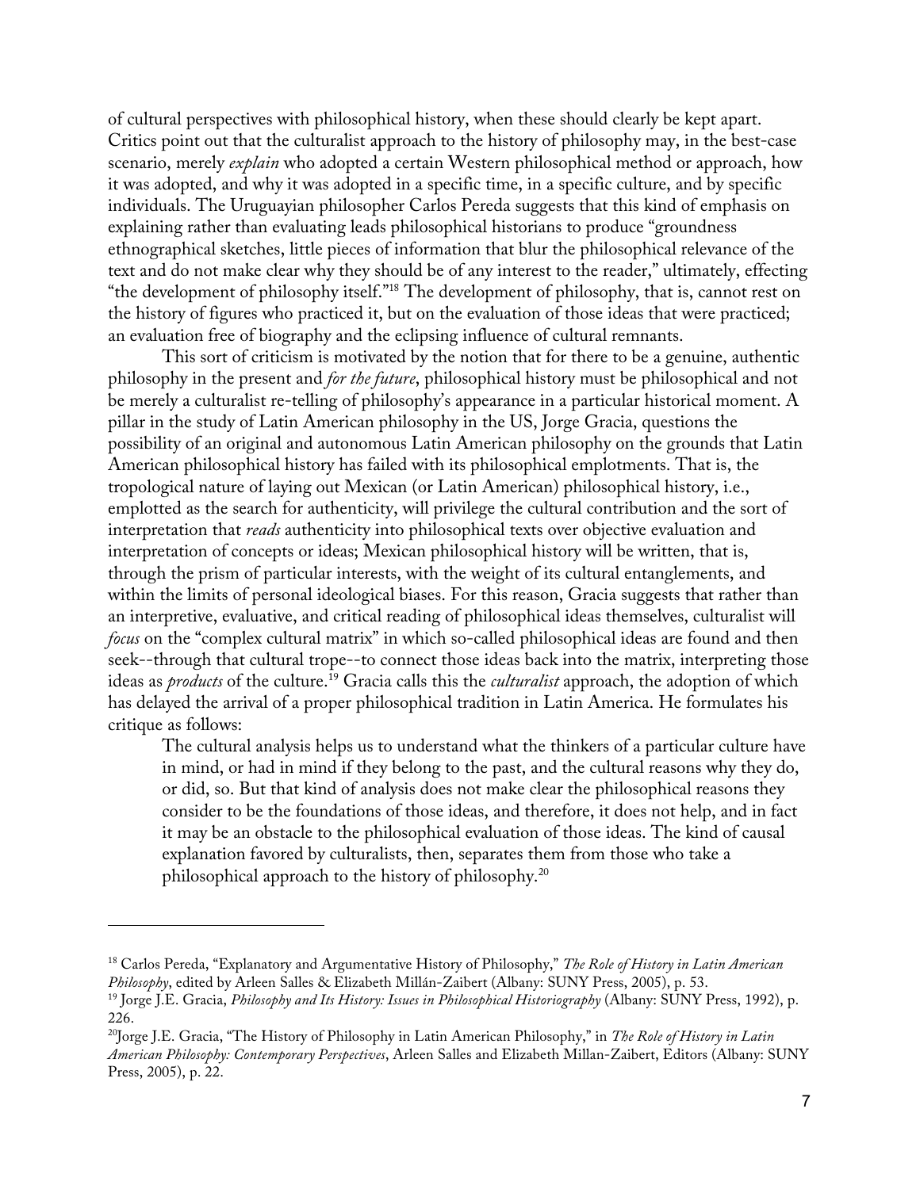of cultural perspectives with philosophical history, when these should clearly be kept apart. Critics point out that the culturalist approach to the history of philosophy may, in the best-case scenario, merely *explain* who adopted a certain Western philosophical method or approach, how it was adopted, and why it was adopted in a specific time, in a specific culture, and by specific individuals. The Uruguayian philosopher Carlos Pereda suggests that this kind of emphasis on explaining rather than evaluating leads philosophical historians to produce "groundness ethnographical sketches, little pieces of information that blur the philosophical relevance of the text and do not make clear why they should be of any interest to the reader," ultimately, effecting "the development of philosophy itself."[18] The development of philosophy, that is, cannot rest on the history of figures who practiced it, but on the evaluation of those ideas that were practiced; an evaluation free of biography and the eclipsing influence of cultural remnants.

This sort of criticism is motivated by the notion that for there to be a genuine, authentic philosophy in the present and *for the future*, philosophical history must be philosophical and not be merely a culturalist re-telling of philosophy's appearance in a particular historical moment. A pillar in the study of Latin American philosophy in the US, Jorge Gracia, questions the possibility of an original and autonomous Latin American philosophy on the grounds that Latin American philosophical history has failed with its philosophical emplotments. That is, the tropological nature of laying out Mexican (or Latin American) philosophical history, i.e., emplotted as the search for authenticity, will privilege the cultural contribution and the sort of interpretation that *reads* authenticity into philosophical texts over objective evaluation and interpretation of concepts or ideas; Mexican philosophical history will be written, that is, through the prism of particular interests, with the weight of its cultural entanglements, and within the limits of personal ideological biases. For this reason, Gracia suggests that rather than an interpretive, evaluative, and critical reading of philosophical ideas themselves, culturalist will *focus* on the "complex cultural matrix" in which so-called philosophical ideas are found and then seek--through that cultural trope--to connect those ideas back into the matrix, interpreting those ideas as *products* of the culture.[19] Gracia calls this the *culturalist* approach, the adoption of which has delayed the arrival of a proper philosophical tradition in Latin America. He formulates his critique as follows:

> The cultural analysis helps us to understand what the thinkers of a particular culture have in mind, or had in mind if they belong to the past, and the cultural reasons why they do, or did, so. But that kind of analysis does not make clear the philosophical reasons they consider to be the foundations of those ideas, and therefore, it does not help, and in fact it may be an obstacle to the philosophical evaluation of those ideas. The kind of causal explanation favored by culturalists, then, separates them from those who take a philosophical approach to the history of philosophy.[20]

---

[18] Carlos Pereda, "Explanatory and Argumentative History of Philosophy," *The Role of History in Latin American Philosophy*, edited by Arleen Salles & Elizabeth Millán-Zaibert (Albany: SUNY Press, 2005), p. 53.

[19] Jorge J.E. Gracia, *Philosophy and Its History: Issues in Philosophical Historiography* (Albany: SUNY Press, 1992), p. 226.

[20] Jorge J.E. Gracia, "The History of Philosophy in Latin American Philosophy," in *The Role of History in Latin American Philosophy: Contemporary Perspectives*, Arleen Salles and Elizabeth Millan-Zaibert, Editors (Albany: SUNY Press, 2005), p. 22.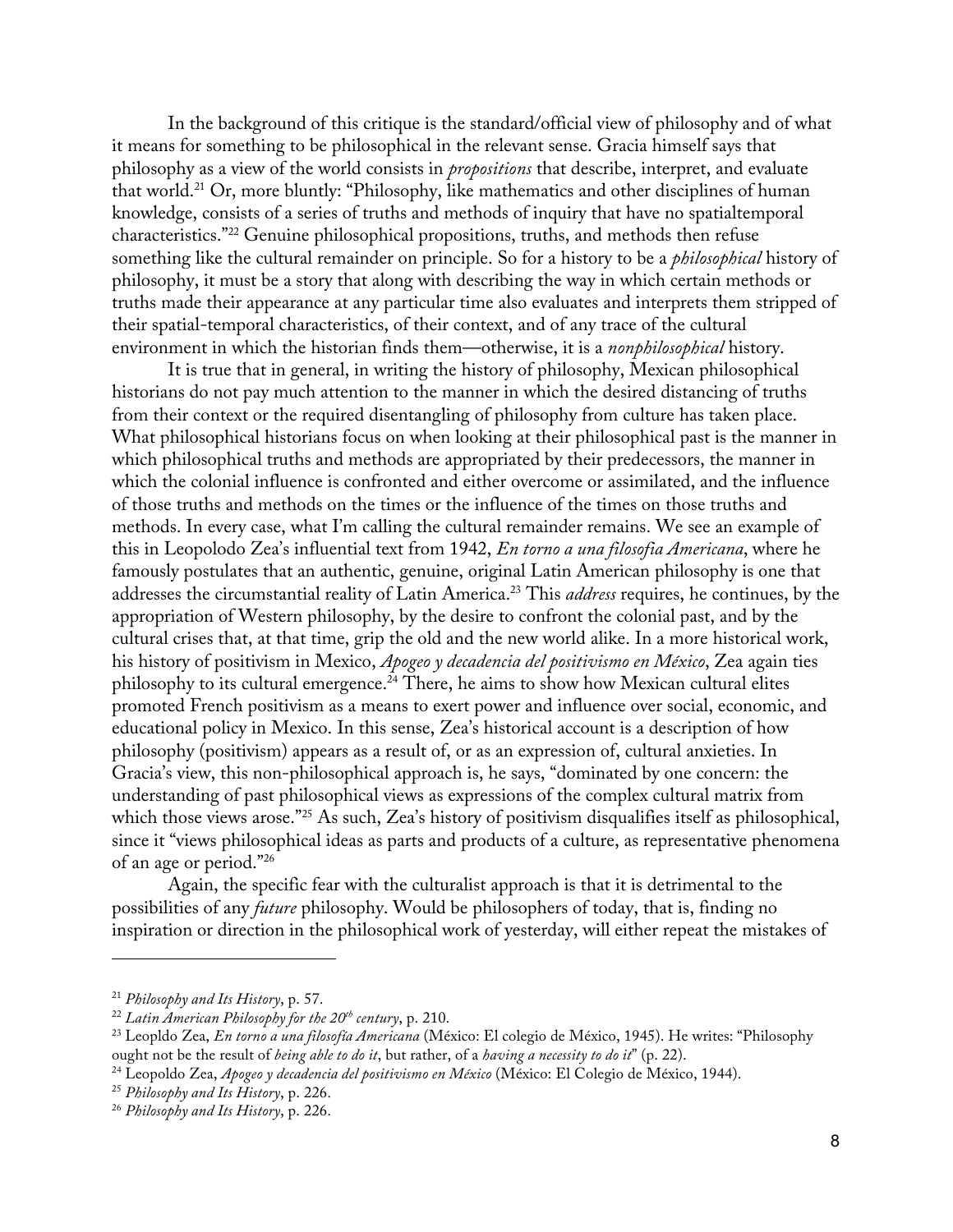In the background of this critique is the standard/official view of philosophy and of what it means for something to be philosophical in the relevant sense. Gracia himself says that philosophy as a view of the world consists in *propositions* that describe, interpret, and evaluate that world.[21] Or, more bluntly: "Philosophy, like mathematics and other disciplines of human knowledge, consists of a series of truths and methods of inquiry that have no spatialtemporal characteristics."[22] Genuine philosophical propositions, truths, and methods then refuse something like the cultural remainder on principle. So for a history to be a *philosophical* history of philosophy, it must be a story that along with describing the way in which certain methods or truths made their appearance at any particular time also evaluates and interprets them stripped of their spatial-temporal characteristics, of their context, and of any trace of the cultural environment in which the historian finds them—otherwise, it is a *nonphilosophical* history.

It is true that in general, in writing the history of philosophy, Mexican philosophical historians do not pay much attention to the manner in which the desired distancing of truths from their context or the required disentangling of philosophy from culture has taken place. What philosophical historians focus on when looking at their philosophical past is the manner in which philosophical truths and methods are appropriated by their predecessors, the manner in which the colonial influence is confronted and either overcome or assimilated, and the influence of those truths and methods on the times or the influence of the times on those truths and methods. In every case, what I'm calling the cultural remainder remains. We see an example of this in Leopolodo Zea's influential text from 1942, *En torno a una filosofia Americana*, where he famously postulates that an authentic, genuine, original Latin American philosophy is one that addresses the circumstantial reality of Latin America.[23] This *address* requires, he continues, by the appropriation of Western philosophy, by the desire to confront the colonial past, and by the cultural crises that, at that time, grip the old and the new world alike. In a more historical work, his history of positivism in Mexico, *Apogeo y decadencia del positivismo en México*, Zea again ties philosophy to its cultural emergence.[24] There, he aims to show how Mexican cultural elites promoted French positivism as a means to exert power and influence over social, economic, and educational policy in Mexico. In this sense, Zea's historical account is a description of how philosophy (positivism) appears as a result of, or as an expression of, cultural anxieties. In Gracia's view, this non-philosophical approach is, he says, "dominated by one concern: the understanding of past philosophical views as expressions of the complex cultural matrix from which those views arose."[25] As such, Zea's history of positivism disqualifies itself as philosophical, since it "views philosophical ideas as parts and products of a culture, as representative phenomena of an age or period."[26]

Again, the specific fear with the culturalist approach is that it is detrimental to the possibilities of any *future* philosophy. Would be philosophers of today, that is, finding no inspiration or direction in the philosophical work of yesterday, will either repeat the mistakes of

---

[21] *Philosophy and Its History*, p. 57.

[22] *Latin American Philosophy for the 20th century*, p. 210.

[23] Leopldo Zea, *En torno a una filosofía Americana* (México: El colegio de México, 1945). He writes: "Philosophy ought not be the result of *being able to do it*, but rather, of a *having a necessity to do it*" (p. 22).

[24] Leopoldo Zea, *Apogeo y decadencia del positivismo en México* (México: El Colegio de México, 1944).

[25] *Philosophy and Its History*, p. 226.

[26] *Philosophy and Its History*, p. 226.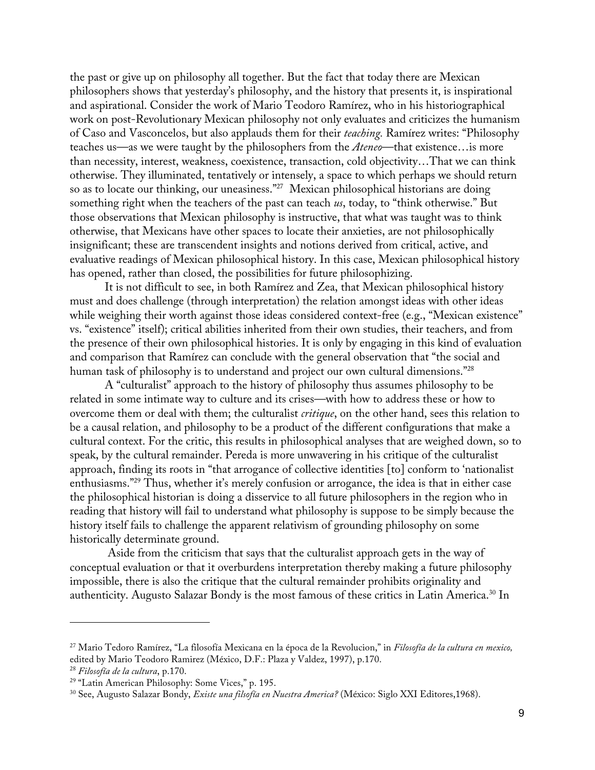the past or give up on philosophy all together. But the fact that today there are Mexican philosophers shows that yesterday's philosophy, and the history that presents it, is inspirational and aspirational. Consider the work of Mario Teodoro Ramírez, who in his historiographical work on post-Revolutionary Mexican philosophy not only evaluates and criticizes the humanism of Caso and Vasconcelos, but also applauds them for their *teaching.* Ramírez writes: "Philosophy teaches us—as we were taught by the philosophers from the *Ateneo*—that existence…is more than necessity, interest, weakness, coexistence, transaction, cold objectivity…That we can think otherwise. They illuminated, tentatively or intensely, a space to which perhaps we should return so as to locate our thinking, our uneasiness."[27] Mexican philosophical historians are doing something right when the teachers of the past can teach *us*, today, to "think otherwise." But those observations that Mexican philosophy is instructive, that what was taught was to think otherwise, that Mexicans have other spaces to locate their anxieties, are not philosophically insignificant; these are transcendent insights and notions derived from critical, active, and evaluative readings of Mexican philosophical history. In this case, Mexican philosophical history has opened, rather than closed, the possibilities for future philosophizing.

It is not difficult to see, in both Ramírez and Zea, that Mexican philosophical history must and does challenge (through interpretation) the relation amongst ideas with other ideas while weighing their worth against those ideas considered context-free (e.g., "Mexican existence" vs. "existence" itself); critical abilities inherited from their own studies, their teachers, and from the presence of their own philosophical histories. It is only by engaging in this kind of evaluation and comparison that Ramírez can conclude with the general observation that "the social and human task of philosophy is to understand and project our own cultural dimensions."[28]

A "culturalist" approach to the history of philosophy thus assumes philosophy to be related in some intimate way to culture and its crises—with how to address these or how to overcome them or deal with them; the culturalist *critique*, on the other hand, sees this relation to be a causal relation, and philosophy to be a product of the different configurations that make a cultural context. For the critic, this results in philosophical analyses that are weighed down, so to speak, by the cultural remainder. Pereda is more unwavering in his critique of the culturalist approach, finding its roots in "that arrogance of collective identities [to] conform to 'nationalist enthusiasms."[29] Thus, whether it's merely confusion or arrogance, the idea is that in either case the philosophical historian is doing a disservice to all future philosophers in the region who in reading that history will fail to understand what philosophy is suppose to be simply because the history itself fails to challenge the apparent relativism of grounding philosophy on some historically determinate ground.

Aside from the criticism that says that the culturalist approach gets in the way of conceptual evaluation or that it overburdens interpretation thereby making a future philosophy impossible, there is also the critique that the cultural remainder prohibits originality and authenticity. Augusto Salazar Bondy is the most famous of these critics in Latin America.[30] In

---

[27] Mario Tedoro Ramírez, "La filosofía Mexicana en la época de la Revolucion," in *Filosofía de la cultura en mexico,* edited by Mario Teodoro Ramirez (México, D.F.: Plaza y Valdez, 1997), p.170.

[28] *Filosofía de la cultura*, p.170.

[29] "Latin American Philosophy: Some Vices," p. 195.

[30] See, Augusto Salazar Bondy, *Existe una filsofía en Nuestra America?* (México: Siglo XXI Editores,1968).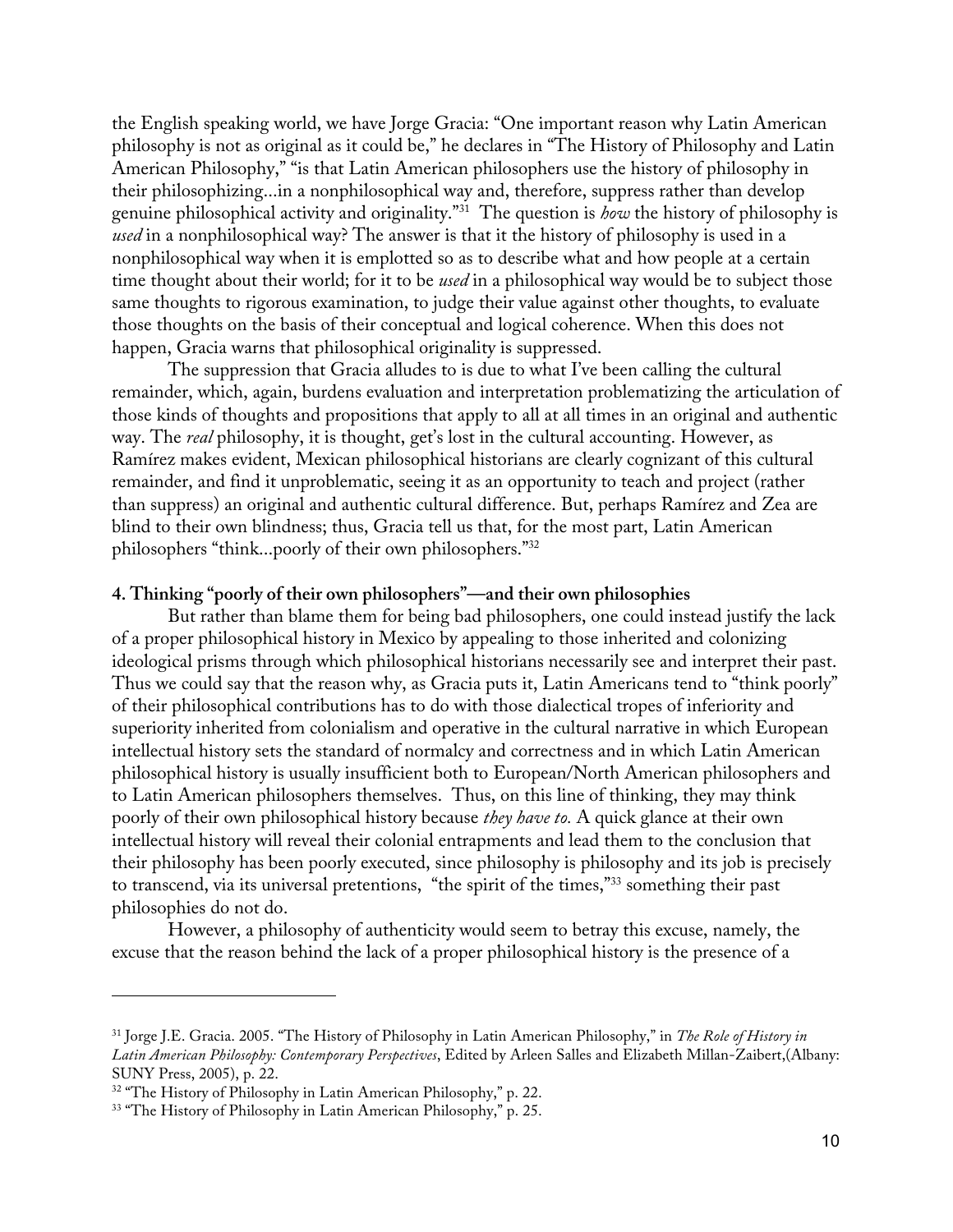the English speaking world, we have Jorge Gracia: "One important reason why Latin American philosophy is not as original as it could be," he declares in "The History of Philosophy and Latin American Philosophy," "is that Latin American philosophers use the history of philosophy in their philosophizing...in a nonphilosophical way and, therefore, suppress rather than develop genuine philosophical activity and originality."[31] The question is *how* the history of philosophy is *used* in a nonphilosophical way? The answer is that it the history of philosophy is used in a nonphilosophical way when it is emplotted so as to describe what and how people at a certain time thought about their world; for it to be *used* in a philosophical way would be to subject those same thoughts to rigorous examination, to judge their value against other thoughts, to evaluate those thoughts on the basis of their conceptual and logical coherence. When this does not happen, Gracia warns that philosophical originality is suppressed.

The suppression that Gracia alludes to is due to what I've been calling the cultural remainder, which, again, burdens evaluation and interpretation problematizing the articulation of those kinds of thoughts and propositions that apply to all at all times in an original and authentic way. The *real* philosophy, it is thought, get's lost in the cultural accounting. However, as Ramírez makes evident, Mexican philosophical historians are clearly cognizant of this cultural remainder, and find it unproblematic, seeing it as an opportunity to teach and project (rather than suppress) an original and authentic cultural difference. But, perhaps Ramírez and Zea are blind to their own blindness; thus, Gracia tell us that, for the most part, Latin American philosophers "think...poorly of their own philosophers."[32]

## 4. Thinking "poorly of their own philosophers"—and their own philosophies

But rather than blame them for being bad philosophers, one could instead justify the lack of a proper philosophical history in Mexico by appealing to those inherited and colonizing ideological prisms through which philosophical historians necessarily see and interpret their past. Thus we could say that the reason why, as Gracia puts it, Latin Americans tend to "think poorly" of their philosophical contributions has to do with those dialectical tropes of inferiority and superiority inherited from colonialism and operative in the cultural narrative in which European intellectual history sets the standard of normalcy and correctness and in which Latin American philosophical history is usually insufficient both to European/North American philosophers and to Latin American philosophers themselves. Thus, on this line of thinking, they may think poorly of their own philosophical history because *they have to.* A quick glance at their own intellectual history will reveal their colonial entrapments and lead them to the conclusion that their philosophy has been poorly executed, since philosophy is philosophy and its job is precisely to transcend, via its universal pretentions, "the spirit of the times,"[33] something their past philosophies do not do.

However, a philosophy of authenticity would seem to betray this excuse, namely, the excuse that the reason behind the lack of a proper philosophical history is the presence of a

---

[31] Jorge J.E. Gracia. 2005. "The History of Philosophy in Latin American Philosophy," in *The Role of History in Latin American Philosophy: Contemporary Perspectives*, Edited by Arleen Salles and Elizabeth Millan-Zaibert,(Albany: SUNY Press, 2005), p. 22.

[32] "The History of Philosophy in Latin American Philosophy," p. 22.

[33] "The History of Philosophy in Latin American Philosophy," p. 25.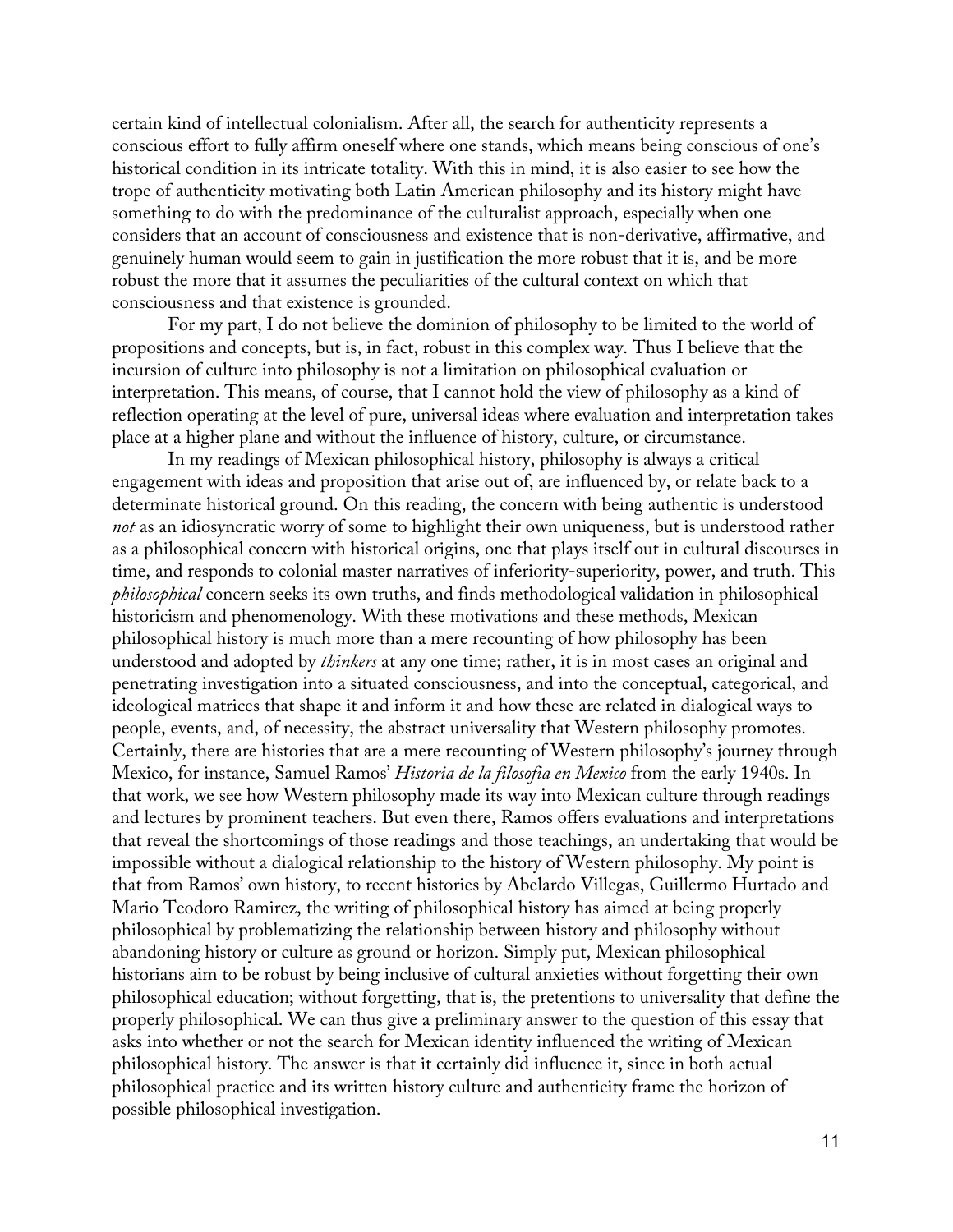certain kind of intellectual colonialism. After all, the search for authenticity represents a conscious effort to fully affirm oneself where one stands, which means being conscious of one's historical condition in its intricate totality. With this in mind, it is also easier to see how the trope of authenticity motivating both Latin American philosophy and its history might have something to do with the predominance of the culturalist approach, especially when one considers that an account of consciousness and existence that is non-derivative, affirmative, and genuinely human would seem to gain in justification the more robust that it is, and be more robust the more that it assumes the peculiarities of the cultural context on which that consciousness and that existence is grounded.

For my part, I do not believe the dominion of philosophy to be limited to the world of propositions and concepts, but is, in fact, robust in this complex way. Thus I believe that the incursion of culture into philosophy is not a limitation on philosophical evaluation or interpretation. This means, of course, that I cannot hold the view of philosophy as a kind of reflection operating at the level of pure, universal ideas where evaluation and interpretation takes place at a higher plane and without the influence of history, culture, or circumstance.

In my readings of Mexican philosophical history, philosophy is always a critical engagement with ideas and proposition that arise out of, are influenced by, or relate back to a determinate historical ground. On this reading, the concern with being authentic is understood *not* as an idiosyncratic worry of some to highlight their own uniqueness, but is understood rather as a philosophical concern with historical origins, one that plays itself out in cultural discourses in time, and responds to colonial master narratives of inferiority-superiority, power, and truth. This *philosophical* concern seeks its own truths, and finds methodological validation in philosophical historicism and phenomenology. With these motivations and these methods, Mexican philosophical history is much more than a mere recounting of how philosophy has been understood and adopted by *thinkers* at any one time; rather, it is in most cases an original and penetrating investigation into a situated consciousness, and into the conceptual, categorical, and ideological matrices that shape it and inform it and how these are related in dialogical ways to people, events, and, of necessity, the abstract universality that Western philosophy promotes. Certainly, there are histories that are a mere recounting of Western philosophy's journey through Mexico, for instance, Samuel Ramos' *Historia de la filosofia en Mexico* from the early 1940s. In that work, we see how Western philosophy made its way into Mexican culture through readings and lectures by prominent teachers. But even there, Ramos offers evaluations and interpretations that reveal the shortcomings of those readings and those teachings, an undertaking that would be impossible without a dialogical relationship to the history of Western philosophy. My point is that from Ramos' own history, to recent histories by Abelardo Villegas, Guillermo Hurtado and Mario Teodoro Ramirez, the writing of philosophical history has aimed at being properly philosophical by problematizing the relationship between history and philosophy without abandoning history or culture as ground or horizon. Simply put, Mexican philosophical historians aim to be robust by being inclusive of cultural anxieties without forgetting their own philosophical education; without forgetting, that is, the pretentions to universality that define the properly philosophical. We can thus give a preliminary answer to the question of this essay that asks into whether or not the search for Mexican identity influenced the writing of Mexican philosophical history. The answer is that it certainly did influence it, since in both actual philosophical practice and its written history culture and authenticity frame the horizon of possible philosophical investigation.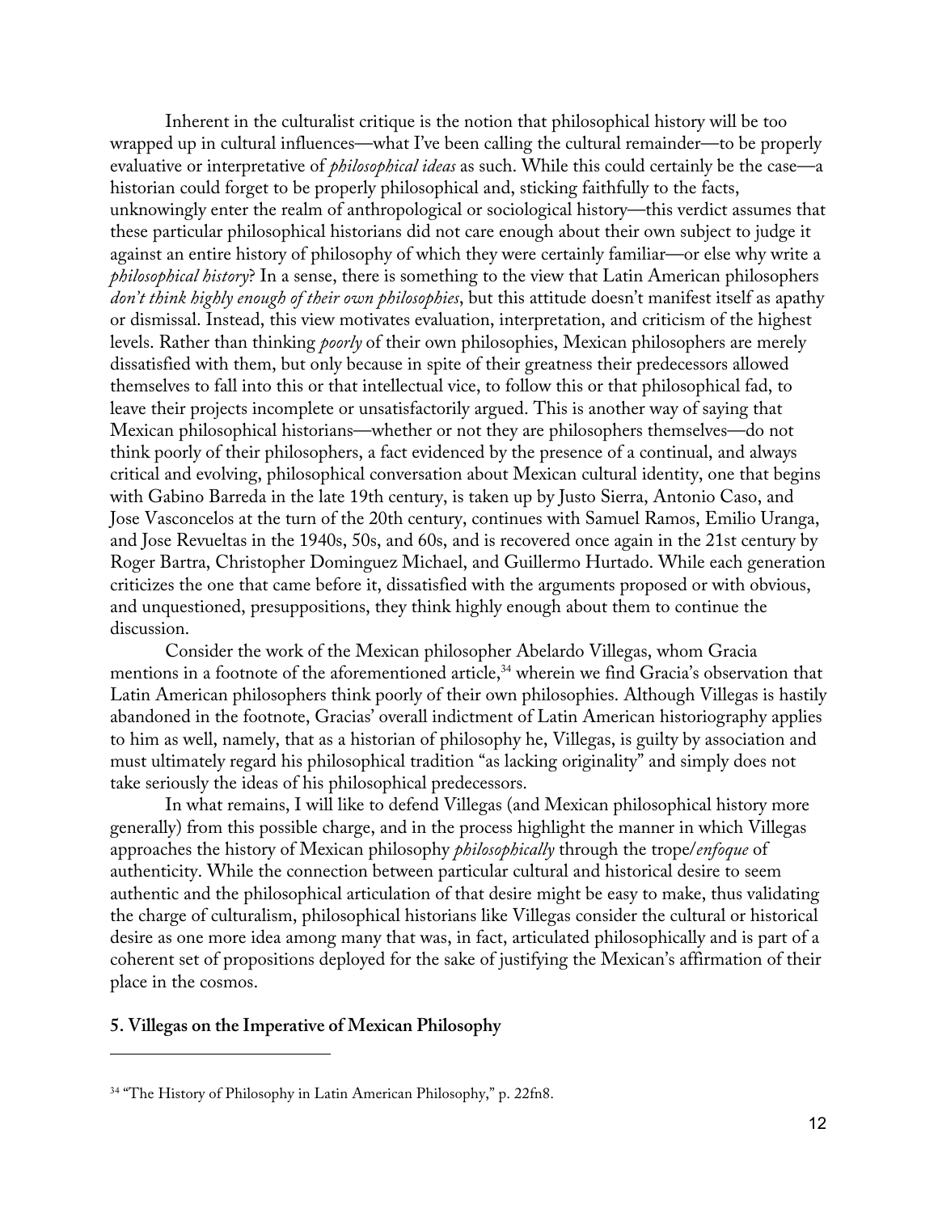Inherent in the culturalist critique is the notion that philosophical history will be too wrapped up in cultural influences—what I've been calling the cultural remainder—to be properly evaluative or interpretative of *philosophical ideas* as such. While this could certainly be the case—a historian could forget to be properly philosophical and, sticking faithfully to the facts, unknowingly enter the realm of anthropological or sociological history—this verdict assumes that these particular philosophical historians did not care enough about their own subject to judge it against an entire history of philosophy of which they were certainly familiar—or else why write a *philosophical history*? In a sense, there is something to the view that Latin American philosophers *don't think highly enough of their own philosophies*, but this attitude doesn't manifest itself as apathy or dismissal. Instead, this view motivates evaluation, interpretation, and criticism of the highest levels. Rather than thinking *poorly* of their own philosophies, Mexican philosophers are merely dissatisfied with them, but only because in spite of their greatness their predecessors allowed themselves to fall into this or that intellectual vice, to follow this or that philosophical fad, to leave their projects incomplete or unsatisfactorily argued. This is another way of saying that Mexican philosophical historians—whether or not they are philosophers themselves—do not think poorly of their philosophers, a fact evidenced by the presence of a continual, and always critical and evolving, philosophical conversation about Mexican cultural identity, one that begins with Gabino Barreda in the late 19th century, is taken up by Justo Sierra, Antonio Caso, and Jose Vasconcelos at the turn of the 20th century, continues with Samuel Ramos, Emilio Uranga, and Jose Revueltas in the 1940s, 50s, and 60s, and is recovered once again in the 21st century by Roger Bartra, Christopher Dominguez Michael, and Guillermo Hurtado. While each generation criticizes the one that came before it, dissatisfied with the arguments proposed or with obvious, and unquestioned, presuppositions, they think highly enough about them to continue the discussion.

Consider the work of the Mexican philosopher Abelardo Villegas, whom Gracia mentions in a footnote of the aforementioned article,[34] wherein we find Gracia's observation that Latin American philosophers think poorly of their own philosophies. Although Villegas is hastily abandoned in the footnote, Gracias' overall indictment of Latin American historiography applies to him as well, namely, that as a historian of philosophy he, Villegas, is guilty by association and must ultimately regard his philosophical tradition "as lacking originality" and simply does not take seriously the ideas of his philosophical predecessors.

In what remains, I will like to defend Villegas (and Mexican philosophical history more generally) from this possible charge, and in the process highlight the manner in which Villegas approaches the history of Mexican philosophy *philosophically* through the trope/*enfoque* of authenticity. While the connection between particular cultural and historical desire to seem authentic and the philosophical articulation of that desire might be easy to make, thus validating the charge of culturalism, philosophical historians like Villegas consider the cultural or historical desire as one more idea among many that was, in fact, articulated philosophically and is part of a coherent set of propositions deployed for the sake of justifying the Mexican's affirmation of their place in the cosmos.

## 5. Villegas on the Imperative of Mexican Philosophy

---

[34] "The History of Philosophy in Latin American Philosophy," p. 22fn8.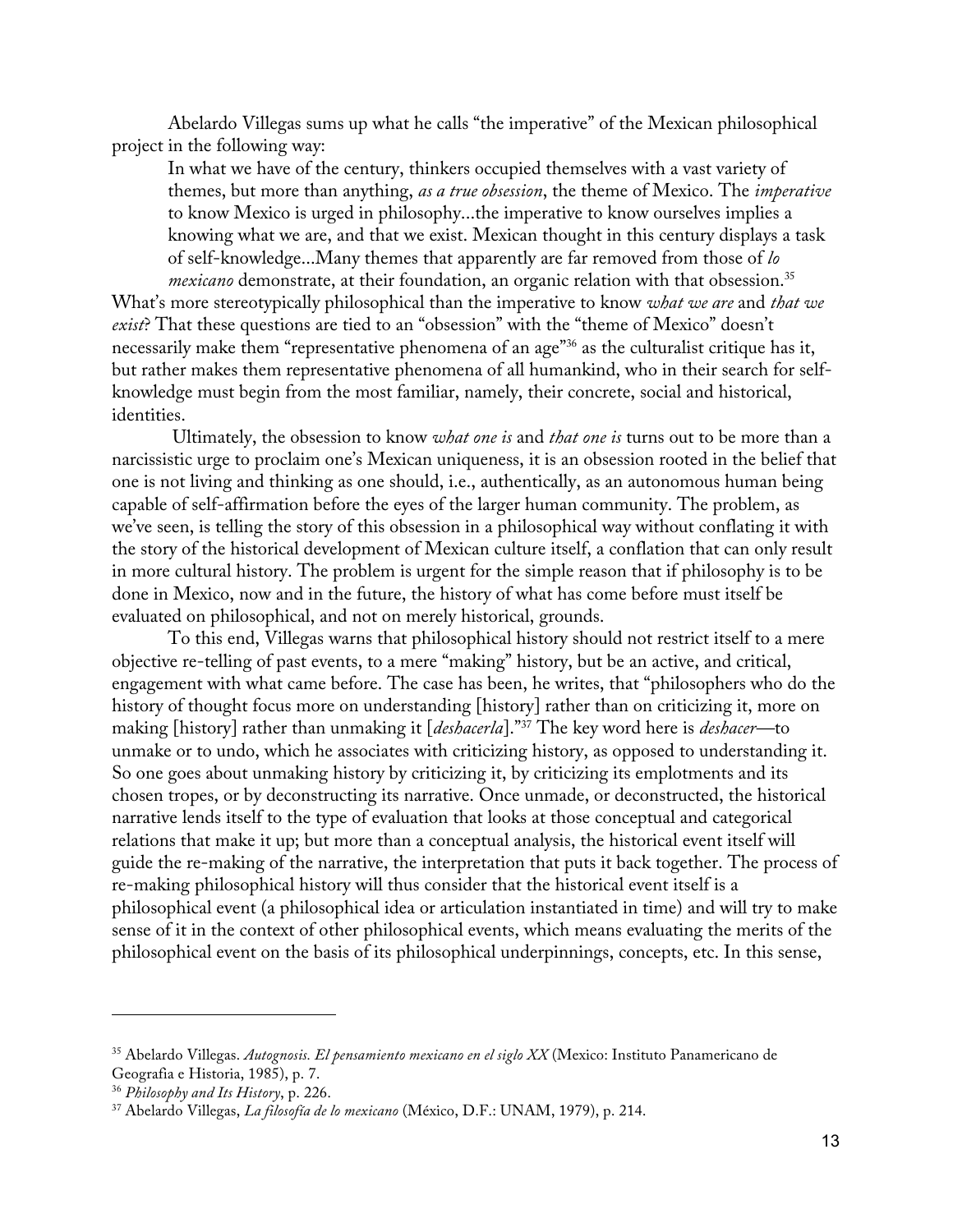Abelardo Villegas sums up what he calls "the imperative" of the Mexican philosophical project in the following way:

> In what we have of the century, thinkers occupied themselves with a vast variety of themes, but more than anything, *as a true obsession*, the theme of Mexico. The *imperative* to know Mexico is urged in philosophy...the imperative to know ourselves implies a knowing what we are, and that we exist. Mexican thought in this century displays a task of self-knowledge...Many themes that apparently are far removed from those of *lo mexicano* demonstrate, at their foundation, an organic relation with that obsession.[35]

What's more stereotypically philosophical than the imperative to know *what we are* and *that we exist*? That these questions are tied to an "obsession" with the "theme of Mexico" doesn't necessarily make them "representative phenomena of an age"[36] as the culturalist critique has it, but rather makes them representative phenomena of all humankind, who in their search for self-knowledge must begin from the most familiar, namely, their concrete, social and historical, identities.

Ultimately, the obsession to know *what one is* and *that one is* turns out to be more than a narcissistic urge to proclaim one's Mexican uniqueness, it is an obsession rooted in the belief that one is not living and thinking as one should, i.e., authentically, as an autonomous human being capable of self-affirmation before the eyes of the larger human community. The problem, as we've seen, is telling the story of this obsession in a philosophical way without conflating it with the story of the historical development of Mexican culture itself, a conflation that can only result in more cultural history. The problem is urgent for the simple reason that if philosophy is to be done in Mexico, now and in the future, the history of what has come before must itself be evaluated on philosophical, and not on merely historical, grounds.

To this end, Villegas warns that philosophical history should not restrict itself to a mere objective re-telling of past events, to a mere "making" history, but be an active, and critical, engagement with what came before. The case has been, he writes, that "philosophers who do the history of thought focus more on understanding [history] rather than on criticizing it, more on making [history] rather than unmaking it [*deshacerla*]."[37] The key word here is *deshacer*—to unmake or to undo, which he associates with criticizing history, as opposed to understanding it. So one goes about unmaking history by criticizing it, by criticizing its emplotments and its chosen tropes, or by deconstructing its narrative. Once unmade, or deconstructed, the historical narrative lends itself to the type of evaluation that looks at those conceptual and categorical relations that make it up; but more than a conceptual analysis, the historical event itself will guide the re-making of the narrative, the interpretation that puts it back together. The process of re-making philosophical history will thus consider that the historical event itself is a philosophical event (a philosophical idea or articulation instantiated in time) and will try to make sense of it in the context of other philosophical events, which means evaluating the merits of the philosophical event on the basis of its philosophical underpinnings, concepts, etc. In this sense,

---

[35] Abelardo Villegas. *Autognosis. El pensamiento mexicano en el siglo XX* (Mexico: Instituto Panamericano de Geografia e Historia, 1985), p. 7.

[36] *Philosophy and Its History*, p. 226.

[37] Abelardo Villegas, *La filosofía de lo mexicano* (México, D.F.: UNAM, 1979), p. 214.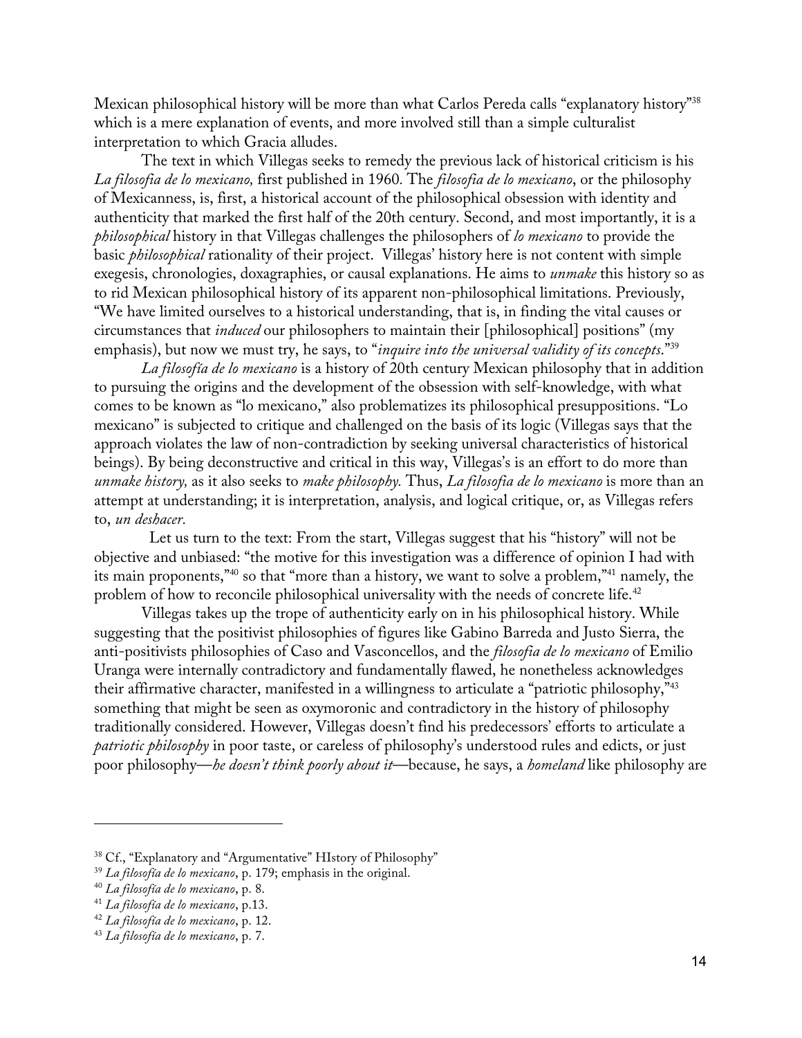Mexican philosophical history will be more than what Carlos Pereda calls "explanatory history"[38] which is a mere explanation of events, and more involved still than a simple culturalist interpretation to which Gracia alludes.

The text in which Villegas seeks to remedy the previous lack of historical criticism is his *La filosofía de lo mexicano,* first published in 1960. The *filosofía de lo mexicano*, or the philosophy of Mexicanness, is, first, a historical account of the philosophical obsession with identity and authenticity that marked the first half of the 20th century. Second, and most importantly, it is a *philosophical* history in that Villegas challenges the philosophers of *lo mexicano* to provide the basic *philosophical* rationality of their project. Villegas' history here is not content with simple exegesis, chronologies, doxagraphies, or causal explanations. He aims to *unmake* this history so as to rid Mexican philosophical history of its apparent non-philosophical limitations. Previously, "We have limited ourselves to a historical understanding, that is, in finding the vital causes or circumstances that *induced* our philosophers to maintain their [philosophical] positions" (my emphasis), but now we must try, he says, to "*inquire into the universal validity of its concepts*."[39]

*La filosofía de lo mexicano* is a history of 20th century Mexican philosophy that in addition to pursuing the origins and the development of the obsession with self-knowledge, with what comes to be known as "lo mexicano," also problematizes its philosophical presuppositions. "Lo mexicano" is subjected to critique and challenged on the basis of its logic (Villegas says that the approach violates the law of non-contradiction by seeking universal characteristics of historical beings). By being deconstructive and critical in this way, Villegas's is an effort to do more than *unmake history,* as it also seeks to *make philosophy.* Thus, *La filosofía de lo mexicano* is more than an attempt at understanding; it is interpretation, analysis, and logical critique, or, as Villegas refers to, *un deshacer.*

Let us turn to the text: From the start, Villegas suggest that his "history" will not be objective and unbiased: "the motive for this investigation was a difference of opinion I had with its main proponents,"[40] so that "more than a history, we want to solve a problem,"[41] namely, the problem of how to reconcile philosophical universality with the needs of concrete life.[42]

Villegas takes up the trope of authenticity early on in his philosophical history. While suggesting that the positivist philosophies of figures like Gabino Barreda and Justo Sierra, the anti-positivists philosophies of Caso and Vasconcellos, and the *filosofía de lo mexicano* of Emilio Uranga were internally contradictory and fundamentally flawed, he nonetheless acknowledges their affirmative character, manifested in a willingness to articulate a "patriotic philosophy,"[43] something that might be seen as oxymoronic and contradictory in the history of philosophy traditionally considered. However, Villegas doesn't find his predecessors' efforts to articulate a *patriotic philosophy* in poor taste, or careless of philosophy's understood rules and edicts, or just poor philosophy—*he doesn't think poorly about it*—because, he says, a *homeland* like philosophy are

---

[38] Cf., "Explanatory and "Argumentative" HIstory of Philosophy"

[39] *La filosofía de lo mexicano*, p. 179; emphasis in the original.

[40] *La filosofía de lo mexicano*, p. 8.

[41] *La filosofía de lo mexicano*, p.13.

[42] *La filosofía de lo mexicano*, p. 12.

[43] *La filosofía de lo mexicano*, p. 7.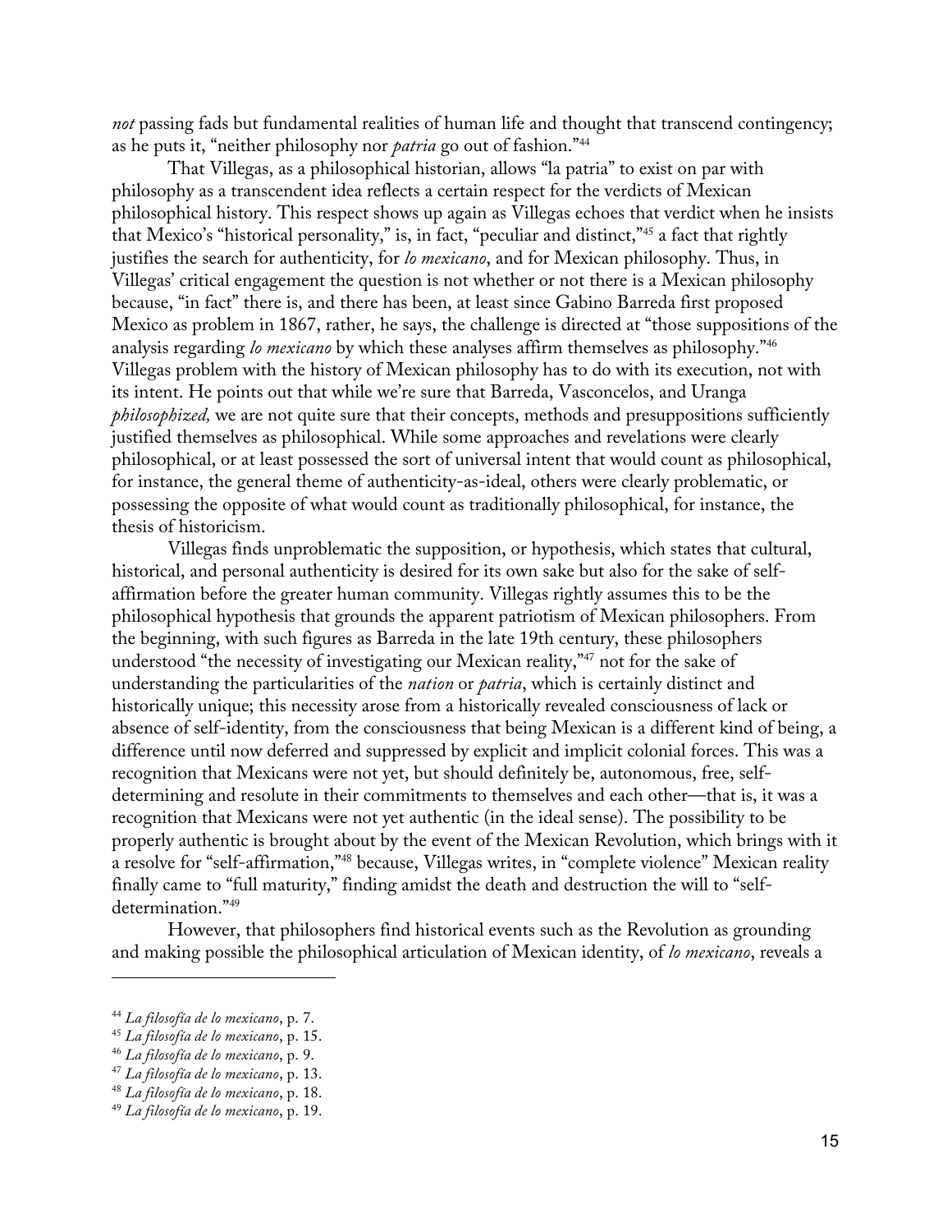*not* passing fads but fundamental realities of human life and thought that transcend contingency; as he puts it, "neither philosophy nor *patria* go out of fashion."[44]

That Villegas, as a philosophical historian, allows "la patria" to exist on par with philosophy as a transcendent idea reflects a certain respect for the verdicts of Mexican philosophical history. This respect shows up again as Villegas echoes that verdict when he insists that Mexico's "historical personality," is, in fact, "peculiar and distinct,"[45] a fact that rightly justifies the search for authenticity, for *lo mexicano*, and for Mexican philosophy. Thus, in Villegas' critical engagement the question is not whether or not there is a Mexican philosophy because, "in fact" there is, and there has been, at least since Gabino Barreda first proposed Mexico as problem in 1867, rather, he says, the challenge is directed at "those suppositions of the analysis regarding *lo mexicano* by which these analyses affirm themselves as philosophy."[46] Villegas problem with the history of Mexican philosophy has to do with its execution, not with its intent. He points out that while we're sure that Barreda, Vasconcelos, and Uranga *philosophized,* we are not quite sure that their concepts, methods and presuppositions sufficiently justified themselves as philosophical. While some approaches and revelations were clearly philosophical, or at least possessed the sort of universal intent that would count as philosophical, for instance, the general theme of authenticity-as-ideal, others were clearly problematic, or possessing the opposite of what would count as traditionally philosophical, for instance, the thesis of historicism.

Villegas finds unproblematic the supposition, or hypothesis, which states that cultural, historical, and personal authenticity is desired for its own sake but also for the sake of self-affirmation before the greater human community. Villegas rightly assumes this to be the philosophical hypothesis that grounds the apparent patriotism of Mexican philosophers. From the beginning, with such figures as Barreda in the late 19th century, these philosophers understood "the necessity of investigating our Mexican reality,"[47] not for the sake of understanding the particularities of the *nation* or *patria*, which is certainly distinct and historically unique; this necessity arose from a historically revealed consciousness of lack or absence of self-identity, from the consciousness that being Mexican is a different kind of being, a difference until now deferred and suppressed by explicit and implicit colonial forces. This was a recognition that Mexicans were not yet, but should definitely be, autonomous, free, self-determining and resolute in their commitments to themselves and each other—that is, it was a recognition that Mexicans were not yet authentic (in the ideal sense). The possibility to be properly authentic is brought about by the event of the Mexican Revolution, which brings with it a resolve for "self-affirmation,"[48] because, Villegas writes, in "complete violence" Mexican reality finally came to "full maturity," finding amidst the death and destruction the will to "self-determination."[49]

However, that philosophers find historical events such as the Revolution as grounding and making possible the philosophical articulation of Mexican identity, of *lo mexicano*, reveals a

---

[44] *La filosofía de lo mexicano*, p. 7.

[45] *La filosofía de lo mexicano*, p. 15.

[46] *La filosofía de lo mexicano*, p. 9.

[47] *La filosofía de lo mexicano*, p. 13.

[48] *La filosofía de lo mexicano*, p. 18.

[49] *La filosofía de lo mexicano*, p. 19.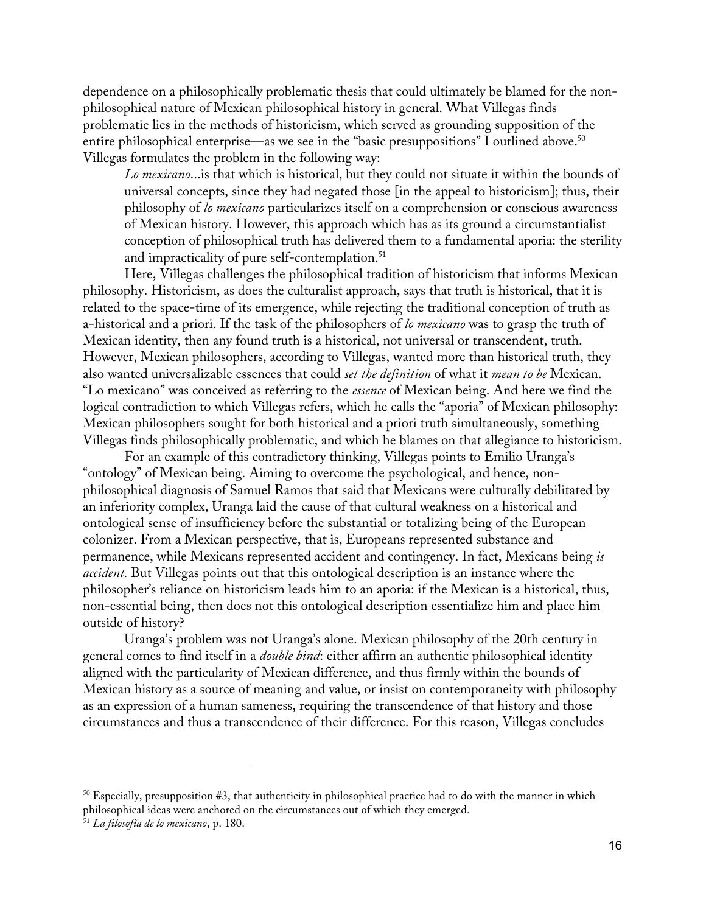dependence on a philosophically problematic thesis that could ultimately be blamed for the non-philosophical nature of Mexican philosophical history in general. What Villegas finds problematic lies in the methods of historicism, which served as grounding supposition of the entire philosophical enterprise—as we see in the "basic presuppositions" I outlined above.[50] Villegas formulates the problem in the following way:

> *Lo mexicano*...is that which is historical, but they could not situate it within the bounds of universal concepts, since they had negated those [in the appeal to historicism]; thus, their philosophy of *lo mexicano* particularizes itself on a comprehension or conscious awareness of Mexican history. However, this approach which has as its ground a circumstantialist conception of philosophical truth has delivered them to a fundamental aporia: the sterility and impracticality of pure self-contemplation.[51]

Here, Villegas challenges the philosophical tradition of historicism that informs Mexican philosophy. Historicism, as does the culturalist approach, says that truth is historical, that it is related to the space-time of its emergence, while rejecting the traditional conception of truth as a-historical and a priori. If the task of the philosophers of *lo mexicano* was to grasp the truth of Mexican identity, then any found truth is a historical, not universal or transcendent, truth. However, Mexican philosophers, according to Villegas, wanted more than historical truth, they also wanted universalizable essences that could *set the definition* of what it *mean to be* Mexican. "Lo mexicano" was conceived as referring to the *essence* of Mexican being. And here we find the logical contradiction to which Villegas refers, which he calls the "aporia" of Mexican philosophy: Mexican philosophers sought for both historical and a priori truth simultaneously, something Villegas finds philosophically problematic, and which he blames on that allegiance to historicism.

For an example of this contradictory thinking, Villegas points to Emilio Uranga's "ontology" of Mexican being. Aiming to overcome the psychological, and hence, non-philosophical diagnosis of Samuel Ramos that said that Mexicans were culturally debilitated by an inferiority complex, Uranga laid the cause of that cultural weakness on a historical and ontological sense of insufficiency before the substantial or totalizing being of the European colonizer. From a Mexican perspective, that is, Europeans represented substance and permanence, while Mexicans represented accident and contingency. In fact, Mexicans being *is accident.* But Villegas points out that this ontological description is an instance where the philosopher's reliance on historicism leads him to an aporia: if the Mexican is a historical, thus, non-essential being, then does not this ontological description essentialize him and place him outside of history?

Uranga's problem was not Uranga's alone. Mexican philosophy of the 20th century in general comes to find itself in a *double bind*: either affirm an authentic philosophical identity aligned with the particularity of Mexican difference, and thus firmly within the bounds of Mexican history as a source of meaning and value, or insist on contemporaneity with philosophy as an expression of a human sameness, requiring the transcendence of that history and those circumstances and thus a transcendence of their difference. For this reason, Villegas concludes

---

[50] Especially, presupposition #3, that authenticity in philosophical practice had to do with the manner in which philosophical ideas were anchored on the circumstances out of which they emerged.

[51] *La filosofía de lo mexicano*, p. 180.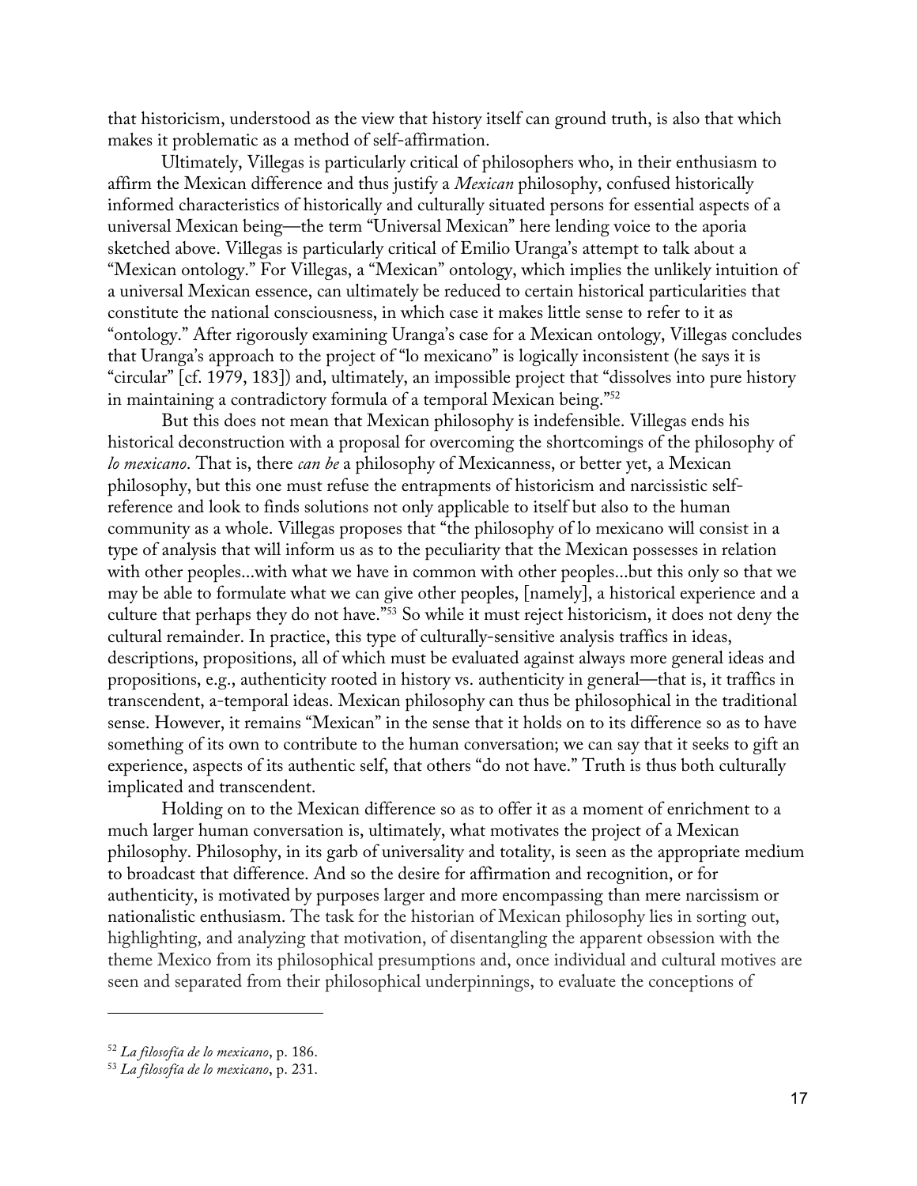that historicism, understood as the view that history itself can ground truth, is also that which makes it problematic as a method of self-affirmation.

Ultimately, Villegas is particularly critical of philosophers who, in their enthusiasm to affirm the Mexican difference and thus justify a *Mexican* philosophy, confused historically informed characteristics of historically and culturally situated persons for essential aspects of a universal Mexican being—the term "Universal Mexican" here lending voice to the aporia sketched above. Villegas is particularly critical of Emilio Uranga's attempt to talk about a "Mexican ontology." For Villegas, a "Mexican" ontology, which implies the unlikely intuition of a universal Mexican essence, can ultimately be reduced to certain historical particularities that constitute the national consciousness, in which case it makes little sense to refer to it as "ontology." After rigorously examining Uranga's case for a Mexican ontology, Villegas concludes that Uranga's approach to the project of "lo mexicano" is logically inconsistent (he says it is "circular" [cf. 1979, 183]) and, ultimately, an impossible project that "dissolves into pure history in maintaining a contradictory formula of a temporal Mexican being."[52]

But this does not mean that Mexican philosophy is indefensible. Villegas ends his historical deconstruction with a proposal for overcoming the shortcomings of the philosophy of *lo mexicano*. That is, there *can be* a philosophy of Mexicanness, or better yet, a Mexican philosophy, but this one must refuse the entrapments of historicism and narcissistic self-reference and look to finds solutions not only applicable to itself but also to the human community as a whole. Villegas proposes that "the philosophy of lo mexicano will consist in a type of analysis that will inform us as to the peculiarity that the Mexican possesses in relation with other peoples...with what we have in common with other peoples...but this only so that we may be able to formulate what we can give other peoples, [namely], a historical experience and a culture that perhaps they do not have."[53] So while it must reject historicism, it does not deny the cultural remainder. In practice, this type of culturally-sensitive analysis traffics in ideas, descriptions, propositions, all of which must be evaluated against always more general ideas and propositions, e.g., authenticity rooted in history vs. authenticity in general—that is, it traffics in transcendent, a-temporal ideas. Mexican philosophy can thus be philosophical in the traditional sense. However, it remains "Mexican" in the sense that it holds on to its difference so as to have something of its own to contribute to the human conversation; we can say that it seeks to gift an experience, aspects of its authentic self, that others "do not have." Truth is thus both culturally implicated and transcendent.

Holding on to the Mexican difference so as to offer it as a moment of enrichment to a much larger human conversation is, ultimately, what motivates the project of a Mexican philosophy. Philosophy, in its garb of universality and totality, is seen as the appropriate medium to broadcast that difference. And so the desire for affirmation and recognition, or for authenticity, is motivated by purposes larger and more encompassing than mere narcissism or nationalistic enthusiasm. The task for the historian of Mexican philosophy lies in sorting out, highlighting, and analyzing that motivation, of disentangling the apparent obsession with the theme Mexico from its philosophical presumptions and, once individual and cultural motives are seen and separated from their philosophical underpinnings, to evaluate the conceptions of

---

[52] *La filosofía de lo mexicano*, p. 186.

[53] *La filosofía de lo mexicano*, p. 231.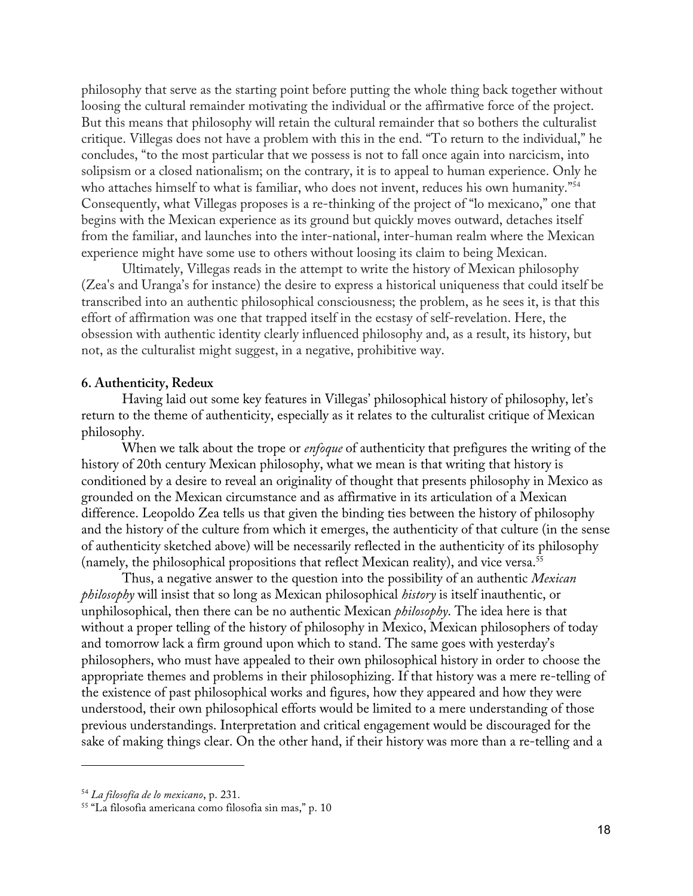philosophy that serve as the starting point before putting the whole thing back together without loosing the cultural remainder motivating the individual or the affirmative force of the project. But this means that philosophy will retain the cultural remainder that so bothers the culturalist critique. Villegas does not have a problem with this in the end. "To return to the individual," he concludes, "to the most particular that we possess is not to fall once again into narcicism, into solipsism or a closed nationalism; on the contrary, it is to appeal to human experience. Only he who attaches himself to what is familiar, who does not invent, reduces his own humanity."[54] Consequently, what Villegas proposes is a re-thinking of the project of "lo mexicano," one that begins with the Mexican experience as its ground but quickly moves outward, detaches itself from the familiar, and launches into the inter-national, inter-human realm where the Mexican experience might have some use to others without loosing its claim to being Mexican.

Ultimately, Villegas reads in the attempt to write the history of Mexican philosophy (Zea's and Uranga's for instance) the desire to express a historical uniqueness that could itself be transcribed into an authentic philosophical consciousness; the problem, as he sees it, is that this effort of affirmation was one that trapped itself in the ecstasy of self-revelation. Here, the obsession with authentic identity clearly influenced philosophy and, as a result, its history, but not, as the culturalist might suggest, in a negative, prohibitive way.

**6. Authenticity, Redeux**

Having laid out some key features in Villegas' philosophical history of philosophy, let's return to the theme of authenticity, especially as it relates to the culturalist critique of Mexican philosophy.

When we talk about the trope or *enfoque* of authenticity that prefigures the writing of the history of 20th century Mexican philosophy, what we mean is that writing that history is conditioned by a desire to reveal an originality of thought that presents philosophy in Mexico as grounded on the Mexican circumstance and as affirmative in its articulation of a Mexican difference. Leopoldo Zea tells us that given the binding ties between the history of philosophy and the history of the culture from which it emerges, the authenticity of that culture (in the sense of authenticity sketched above) will be necessarily reflected in the authenticity of its philosophy (namely, the philosophical propositions that reflect Mexican reality), and vice versa.[55]

Thus, a negative answer to the question into the possibility of an authentic *Mexican philosophy* will insist that so long as Mexican philosophical *history* is itself inauthentic, or unphilosophical, then there can be no authentic Mexican *philosophy*. The idea here is that without a proper telling of the history of philosophy in Mexico, Mexican philosophers of today and tomorrow lack a firm ground upon which to stand. The same goes with yesterday's philosophers, who must have appealed to their own philosophical history in order to choose the appropriate themes and problems in their philosophizing. If that history was a mere re-telling of the existence of past philosophical works and figures, how they appeared and how they were understood, their own philosophical efforts would be limited to a mere understanding of those previous understandings. Interpretation and critical engagement would be discouraged for the sake of making things clear. On the other hand, if their history was more than a re-telling and a

---

[54] *La filosofía de lo mexicano*, p. 231.

[55] "La filosofia americana como filosofia sin mas," p. 10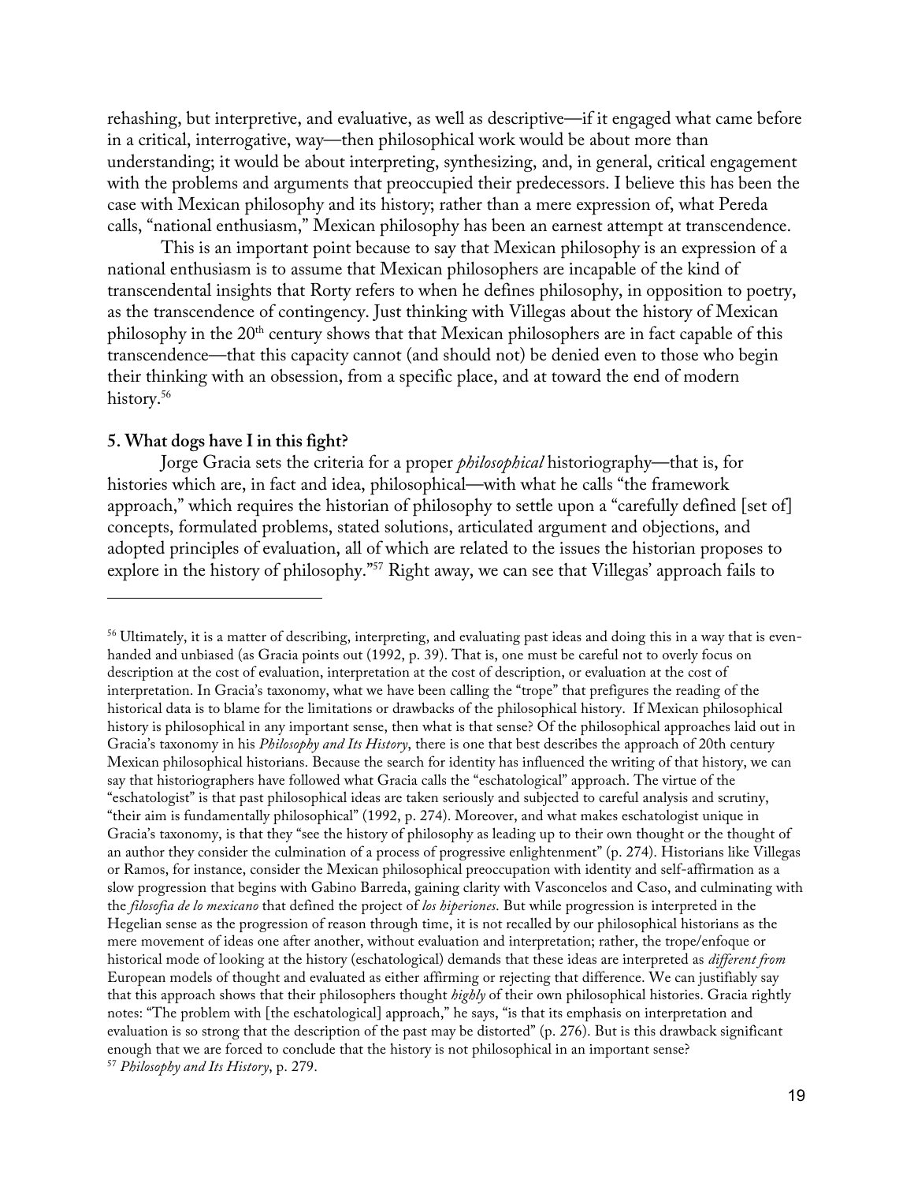rehashing, but interpretive, and evaluative, as well as descriptive—if it engaged what came before in a critical, interrogative, way—then philosophical work would be about more than understanding; it would be about interpreting, synthesizing, and, in general, critical engagement with the problems and arguments that preoccupied their predecessors. I believe this has been the case with Mexican philosophy and its history; rather than a mere expression of, what Pereda calls, "national enthusiasm," Mexican philosophy has been an earnest attempt at transcendence.

This is an important point because to say that Mexican philosophy is an expression of a national enthusiasm is to assume that Mexican philosophers are incapable of the kind of transcendental insights that Rorty refers to when he defines philosophy, in opposition to poetry, as the transcendence of contingency. Just thinking with Villegas about the history of Mexican philosophy in the 20th century shows that that Mexican philosophers are in fact capable of this transcendence—that this capacity cannot (and should not) be denied even to those who begin their thinking with an obsession, from a specific place, and at toward the end of modern history.[56]

**5. What dogs have I in this fight?**

Jorge Gracia sets the criteria for a proper *philosophical* historiography—that is, for histories which are, in fact and idea, philosophical—with what he calls "the framework approach," which requires the historian of philosophy to settle upon a "carefully defined [set of] concepts, formulated problems, stated solutions, articulated argument and objections, and adopted principles of evaluation, all of which are related to the issues the historian proposes to explore in the history of philosophy."[57] Right away, we can see that Villegas' approach fails to

---

[56] Ultimately, it is a matter of describing, interpreting, and evaluating past ideas and doing this in a way that is even-handed and unbiased (as Gracia points out (1992, p. 39). That is, one must be careful not to overly focus on description at the cost of evaluation, interpretation at the cost of description, or evaluation at the cost of interpretation. In Gracia's taxonomy, what we have been calling the "trope" that prefigures the reading of the historical data is to blame for the limitations or drawbacks of the philosophical history. If Mexican philosophical history is philosophical in any important sense, then what is that sense? Of the philosophical approaches laid out in Gracia's taxonomy in his *Philosophy and Its History*, there is one that best describes the approach of 20th century Mexican philosophical historians. Because the search for identity has influenced the writing of that history, we can say that historiographers have followed what Gracia calls the "eschatological" approach. The virtue of the "eschatologist" is that past philosophical ideas are taken seriously and subjected to careful analysis and scrutiny, "their aim is fundamentally philosophical" (1992, p. 274). Moreover, and what makes eschatologist unique in Gracia's taxonomy, is that they "see the history of philosophy as leading up to their own thought or the thought of an author they consider the culmination of a process of progressive enlightenment" (p. 274). Historians like Villegas or Ramos, for instance, consider the Mexican philosophical preoccupation with identity and self-affirmation as a slow progression that begins with Gabino Barreda, gaining clarity with Vasconcelos and Caso, and culminating with the *filosofía de lo mexicano* that defined the project of *los hiperiones*. But while progression is interpreted in the Hegelian sense as the progression of reason through time, it is not recalled by our philosophical historians as the mere movement of ideas one after another, without evaluation and interpretation; rather, the trope/enfoque or historical mode of looking at the history (eschatological) demands that these ideas are interpreted as *different from* European models of thought and evaluated as either affirming or rejecting that difference. We can justifiably say that this approach shows that their philosophers thought *highly* of their own philosophical histories. Gracia rightly notes: "The problem with [the eschatological] approach," he says, "is that its emphasis on interpretation and evaluation is so strong that the description of the past may be distorted" (p. 276). But is this drawback significant enough that we are forced to conclude that the history is not philosophical in an important sense?

[57] *Philosophy and Its History*, p. 279.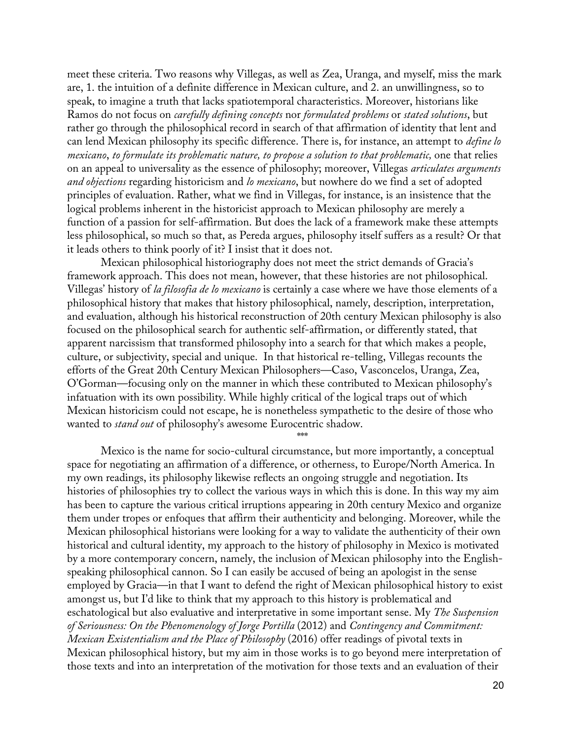meet these criteria. Two reasons why Villegas, as well as Zea, Uranga, and myself, miss the mark are, 1. the intuition of a definite difference in Mexican culture, and 2. an unwillingness, so to speak, to imagine a truth that lacks spatiotemporal characteristics. Moreover, historians like Ramos do not focus on *carefully defining concepts* nor *formulated problems* or *stated solutions*, but rather go through the philosophical record in search of that affirmation of identity that lent and can lend Mexican philosophy its specific difference. There is, for instance, an attempt to *define lo mexicano*, *to formulate its problematic nature, to propose a solution to that problematic,* one that relies on an appeal to universality as the essence of philosophy; moreover, Villegas *articulates arguments and objections* regarding historicism and *lo mexicano*, but nowhere do we find a set of adopted principles of evaluation. Rather, what we find in Villegas, for instance, is an insistence that the logical problems inherent in the historicist approach to Mexican philosophy are merely a function of a passion for self-affirmation. But does the lack of a framework make these attempts less philosophical, so much so that, as Pereda argues, philosophy itself suffers as a result? Or that it leads others to think poorly of it? I insist that it does not.

Mexican philosophical historiography does not meet the strict demands of Gracia's framework approach. This does not mean, however, that these histories are not philosophical. Villegas' history of *la filosofia de lo mexicano* is certainly a case where we have those elements of a philosophical history that makes that history philosophical, namely, description, interpretation, and evaluation, although his historical reconstruction of 20th century Mexican philosophy is also focused on the philosophical search for authentic self-affirmation, or differently stated, that apparent narcissism that transformed philosophy into a search for that which makes a people, culture, or subjectivity, special and unique. In that historical re-telling, Villegas recounts the efforts of the Great 20th Century Mexican Philosophers—Caso, Vasconcelos, Uranga, Zea, O'Gorman—focusing only on the manner in which these contributed to Mexican philosophy's infatuation with its own possibility. While highly critical of the logical traps out of which Mexican historicism could not escape, he is nonetheless sympathetic to the desire of those who wanted to *stand out* of philosophy's awesome Eurocentric shadow.

***

Mexico is the name for socio-cultural circumstance, but more importantly, a conceptual space for negotiating an affirmation of a difference, or otherness, to Europe/North America. In my own readings, its philosophy likewise reflects an ongoing struggle and negotiation. Its histories of philosophies try to collect the various ways in which this is done. In this way my aim has been to capture the various critical irruptions appearing in 20th century Mexico and organize them under tropes or enfoques that affirm their authenticity and belonging. Moreover, while the Mexican philosophical historians were looking for a way to validate the authenticity of their own historical and cultural identity, my approach to the history of philosophy in Mexico is motivated by a more contemporary concern, namely, the inclusion of Mexican philosophy into the English-speaking philosophical cannon. So I can easily be accused of being an apologist in the sense employed by Gracia—in that I want to defend the right of Mexican philosophical history to exist amongst us, but I'd like to think that my approach to this history is problematical and eschatological but also evaluative and interpretative in some important sense. My *The Suspension of Seriousness: On the Phenomenology of Jorge Portilla* (2012) and *Contingency and Commitment: Mexican Existentialism and the Place of Philosophy* (2016) offer readings of pivotal texts in Mexican philosophical history, but my aim in those works is to go beyond mere interpretation of those texts and into an interpretation of the motivation for those texts and an evaluation of their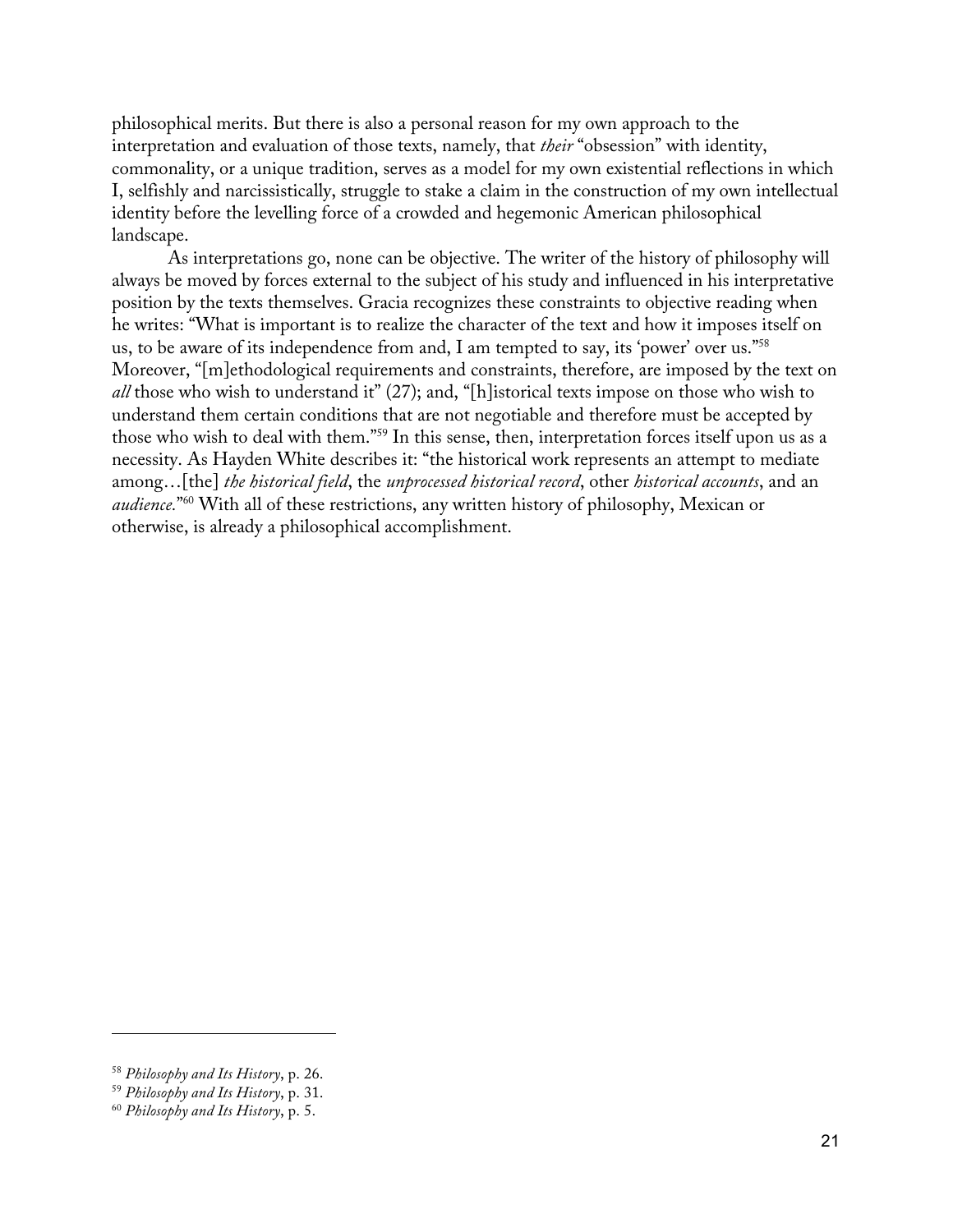philosophical merits. But there is also a personal reason for my own approach to the interpretation and evaluation of those texts, namely, that *their* "obsession" with identity, commonality, or a unique tradition, serves as a model for my own existential reflections in which I, selfishly and narcissistically, struggle to stake a claim in the construction of my own intellectual identity before the levelling force of a crowded and hegemonic American philosophical landscape.

As interpretations go, none can be objective. The writer of the history of philosophy will always be moved by forces external to the subject of his study and influenced in his interpretative position by the texts themselves. Gracia recognizes these constraints to objective reading when he writes: "What is important is to realize the character of the text and how it imposes itself on us, to be aware of its independence from and, I am tempted to say, its 'power' over us."[58] Moreover, "[m]ethodological requirements and constraints, therefore, are imposed by the text on *all* those who wish to understand it" (27); and, "[h]istorical texts impose on those who wish to understand them certain conditions that are not negotiable and therefore must be accepted by those who wish to deal with them."[59] In this sense, then, interpretation forces itself upon us as a necessity. As Hayden White describes it: "the historical work represents an attempt to mediate among…[the] *the historical field*, the *unprocessed historical record*, other *historical accounts*, and an *audience.*"[60] With all of these restrictions, any written history of philosophy, Mexican or otherwise, is already a philosophical accomplishment.

---

[58] *Philosophy and Its History*, p. 26.

[59] *Philosophy and Its History*, p. 31.

[60] *Philosophy and Its History*, p. 5.